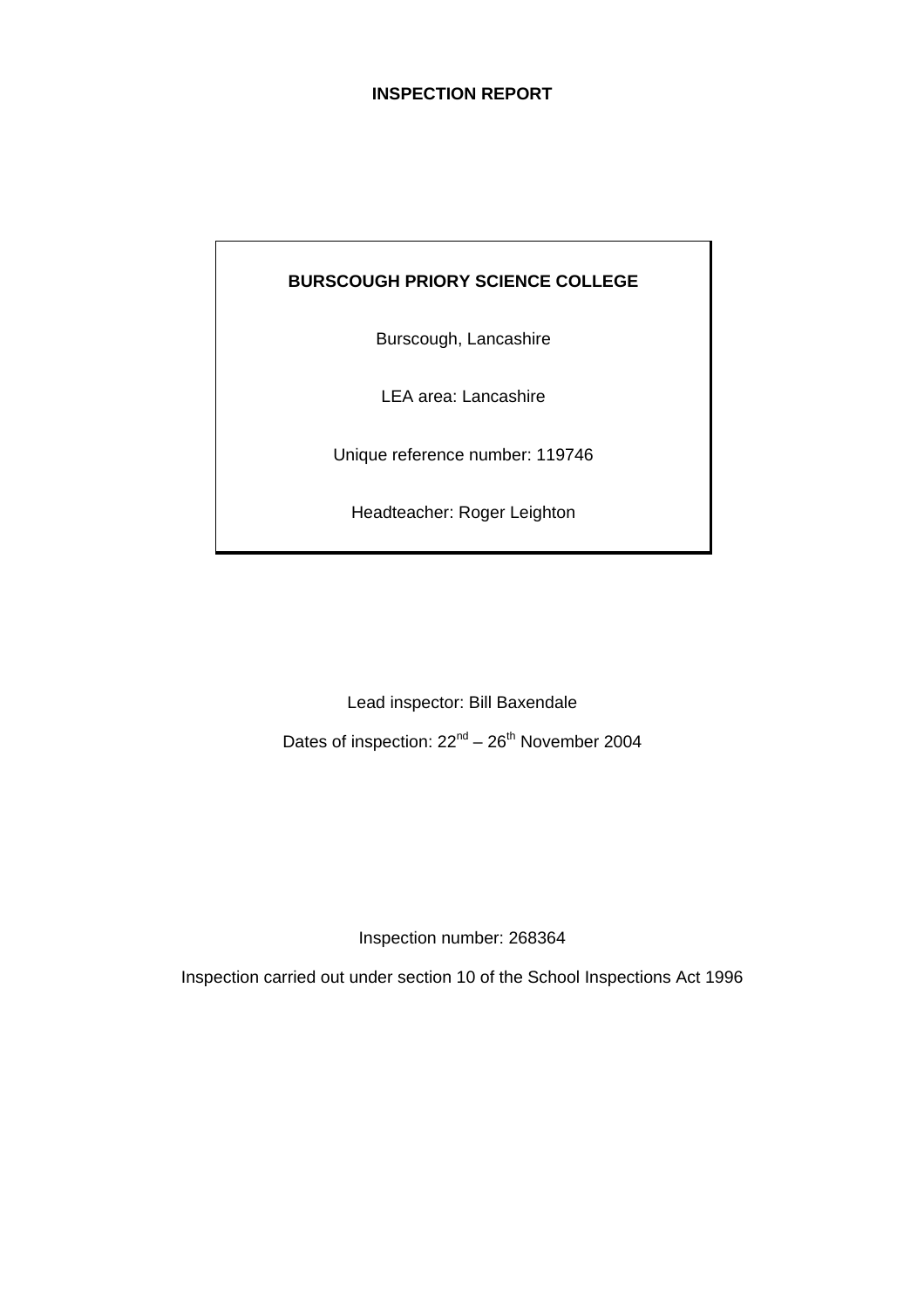# INSPECTION REPORT

**BURSCOUGH PRIORY SCIENCE COLLEGE**

Burscough, Lancashire

LEA area: Lancashire

Unique reference number: 119746

Headteacher: Roger Leighton

Lead inspector: Bill Baxendale

Dates of inspection: 22nd – 26th November 2004

Inspection number: 268364

Inspection carried out under section 10 of the School Inspections Act 1996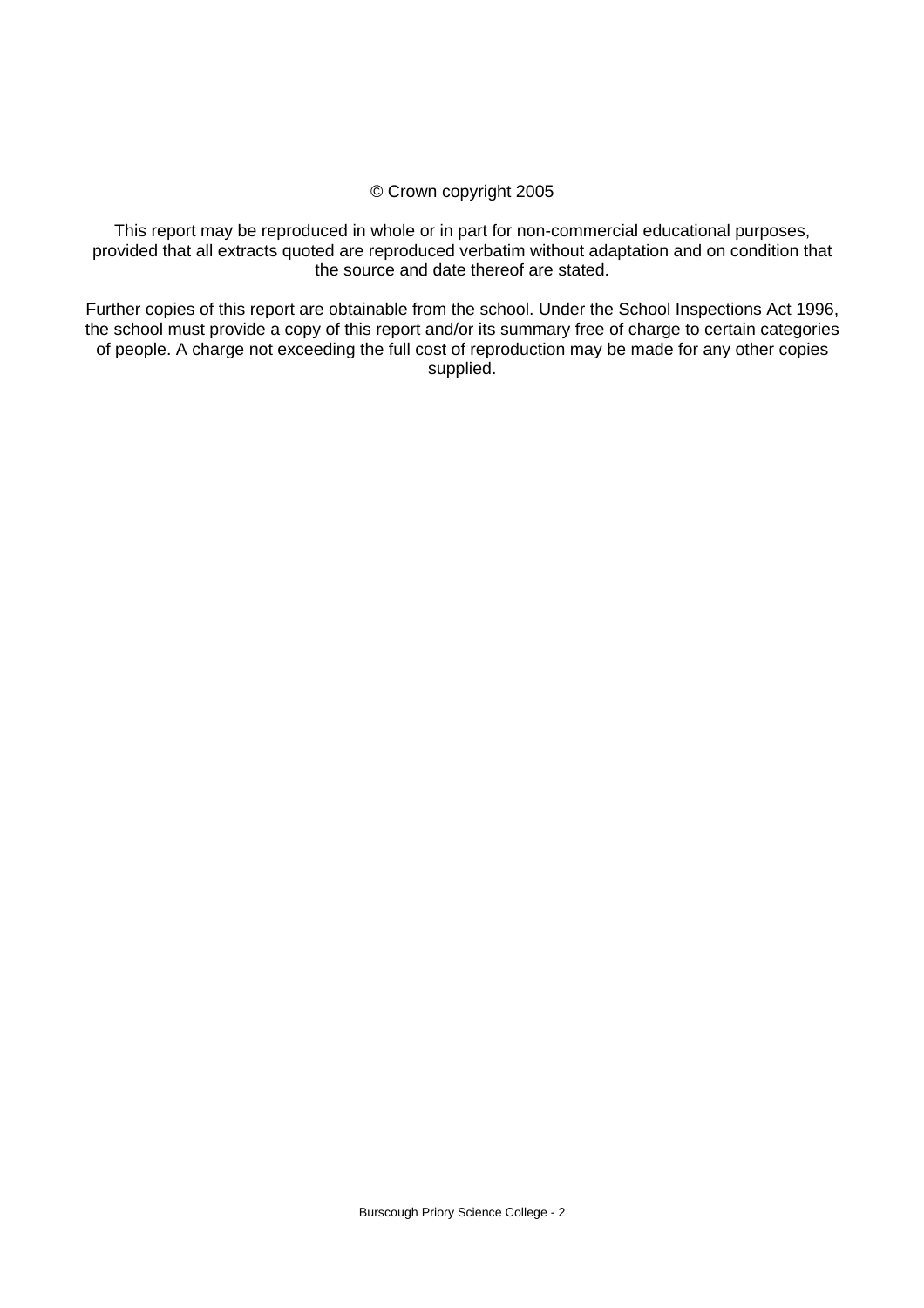© Crown copyright 2005

This report may be reproduced in whole or in part for non-commercial educational purposes, provided that all extracts quoted are reproduced verbatim without adaptation and on condition that the source and date thereof are stated.

Further copies of this report are obtainable from the school. Under the School Inspections Act 1996, the school must provide a copy of this report and/or its summary free of charge to certain categories of people. A charge not exceeding the full cost of reproduction may be made for any other copies supplied.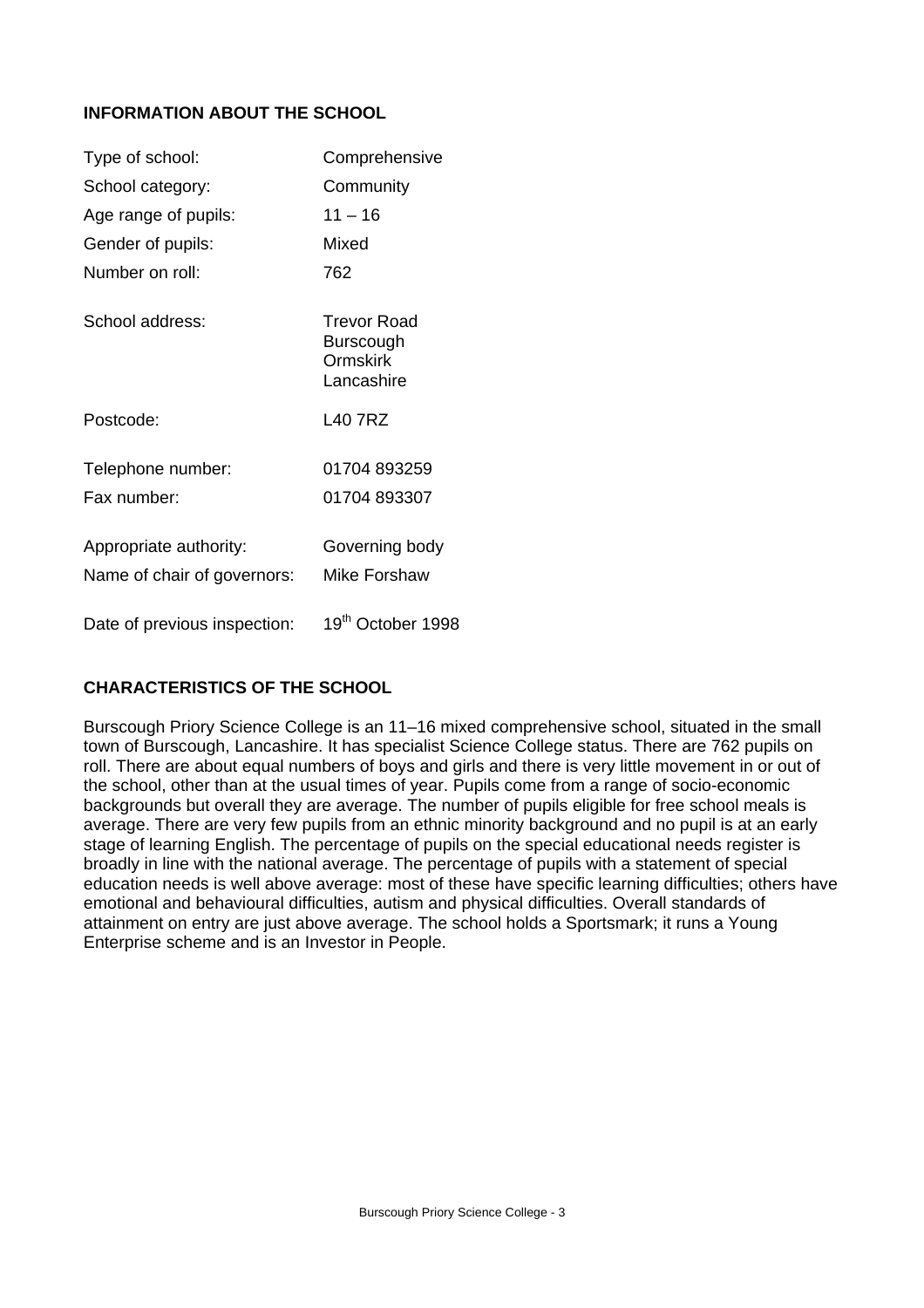## INFORMATION ABOUT THE SCHOOL

| | |
|---|---|
| Type of school: | Comprehensive |
| School category: | Community |
| Age range of pupils: | 11 – 16 |
| Gender of pupils: | Mixed |
| Number on roll: | 762 |
| School address: | Trevor Road<br>Burscough<br>Ormskirk<br>Lancashire |
| Postcode: | L40 7RZ |
| Telephone number: | 01704 893259 |
| Fax number: | 01704 893307 |
| Appropriate authority: | Governing body |
| Name of chair of governors: | Mike Forshaw |
| Date of previous inspection: | 19th October 1998 |

## CHARACTERISTICS OF THE SCHOOL

Burscough Priory Science College is an 11–16 mixed comprehensive school, situated in the small town of Burscough, Lancashire. It has specialist Science College status. There are 762 pupils on roll. There are about equal numbers of boys and girls and there is very little movement in or out of the school, other than at the usual times of year. Pupils come from a range of socio-economic backgrounds but overall they are average. The number of pupils eligible for free school meals is average. There are very few pupils from an ethnic minority background and no pupil is at an early stage of learning English. The percentage of pupils on the special educational needs register is broadly in line with the national average. The percentage of pupils with a statement of special education needs is well above average: most of these have specific learning difficulties; others have emotional and behavioural difficulties, autism and physical difficulties. Overall standards of attainment on entry are just above average. The school holds a Sportsmark; it runs a Young Enterprise scheme and is an Investor in People.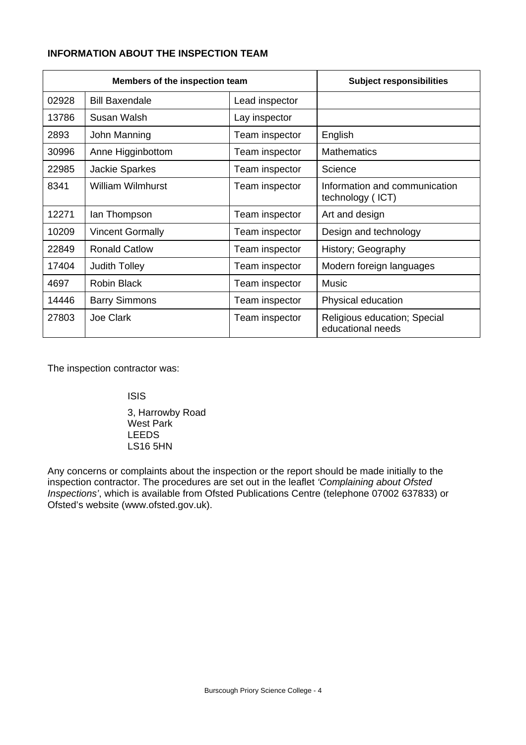**INFORMATION ABOUT THE INSPECTION TEAM**

| Members of the inspection team | | | Subject responsibilities |
|---|---|---|---|
| 02928 | Bill Baxendale | Lead inspector | |
| 13786 | Susan Walsh | Lay inspector | |
| 2893 | John Manning | Team inspector | English |
| 30996 | Anne Higginbottom | Team inspector | Mathematics |
| 22985 | Jackie Sparkes | Team inspector | Science |
| 8341 | William Wilmhurst | Team inspector | Information and communication technology ( ICT) |
| 12271 | Ian Thompson | Team inspector | Art and design |
| 10209 | Vincent Gormally | Team inspector | Design and technology |
| 22849 | Ronald Catlow | Team inspector | History; Geography |
| 17404 | Judith Tolley | Team inspector | Modern foreign languages |
| 4697 | Robin Black | Team inspector | Music |
| 14446 | Barry Simmons | Team inspector | Physical education |
| 27803 | Joe Clark | Team inspector | Religious education; Special educational needs |

The inspection contractor was:

ISIS

3, Harrowby Road
West Park
LEEDS
LS16 5HN

Any concerns or complaints about the inspection or the report should be made initially to the inspection contractor. The procedures are set out in the leaflet *'Complaining about Ofsted Inspections'*, which is available from Ofsted Publications Centre (telephone 07002 637833) or Ofsted's website (www.ofsted.gov.uk).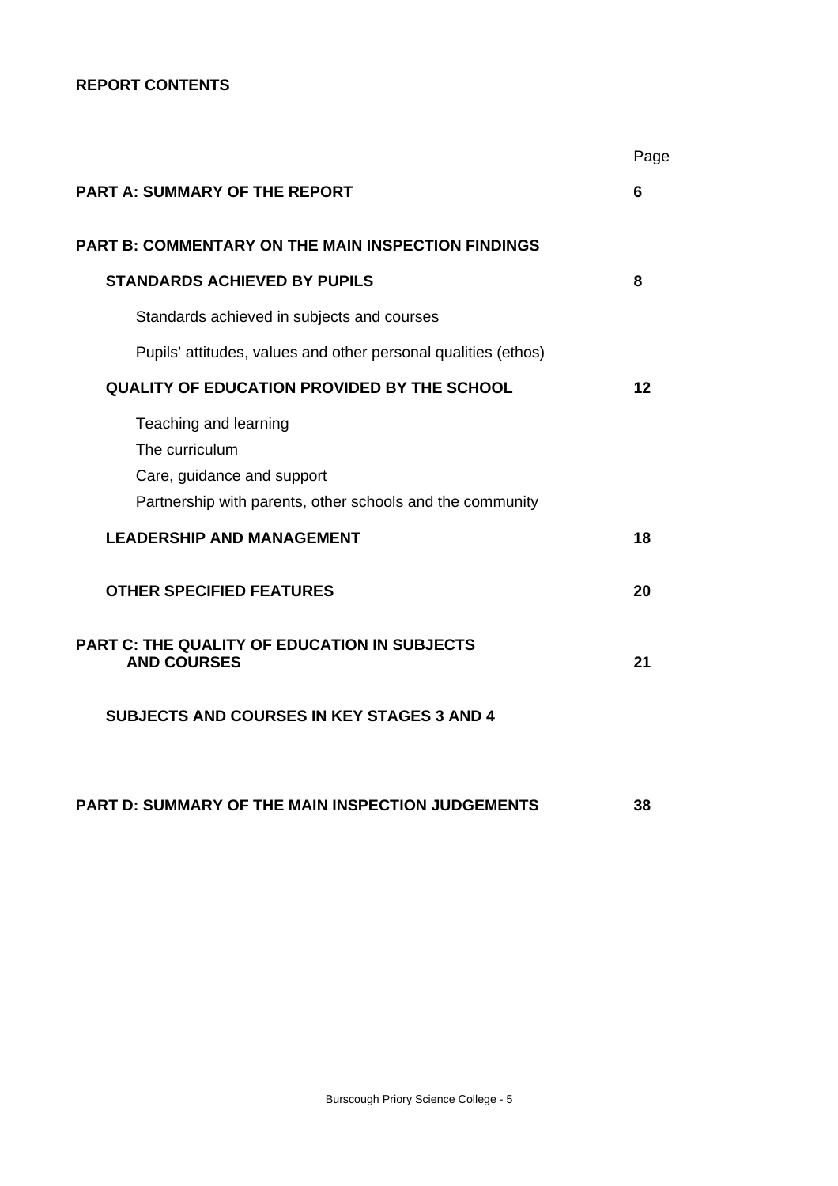**REPORT CONTENTS**

| | Page |
|---|---|
| **PART A: SUMMARY OF THE REPORT** | **6** |
| **PART B: COMMENTARY ON THE MAIN INSPECTION FINDINGS** | |
| **STANDARDS ACHIEVED BY PUPILS** | **8** |
| Standards achieved in subjects and courses | |
| Pupils' attitudes, values and other personal qualities (ethos) | |
| **QUALITY OF EDUCATION PROVIDED BY THE SCHOOL** | **12** |
| Teaching and learning | |
| The curriculum | |
| Care, guidance and support | |
| Partnership with parents, other schools and the community | |
| **LEADERSHIP AND MANAGEMENT** | **18** |
| **OTHER SPECIFIED FEATURES** | **20** |
| **PART C: THE QUALITY OF EDUCATION IN SUBJECTS AND COURSES** | **21** |
| **SUBJECTS AND COURSES IN KEY STAGES 3 AND 4** | |
| **PART D: SUMMARY OF THE MAIN INSPECTION JUDGEMENTS** | **38** |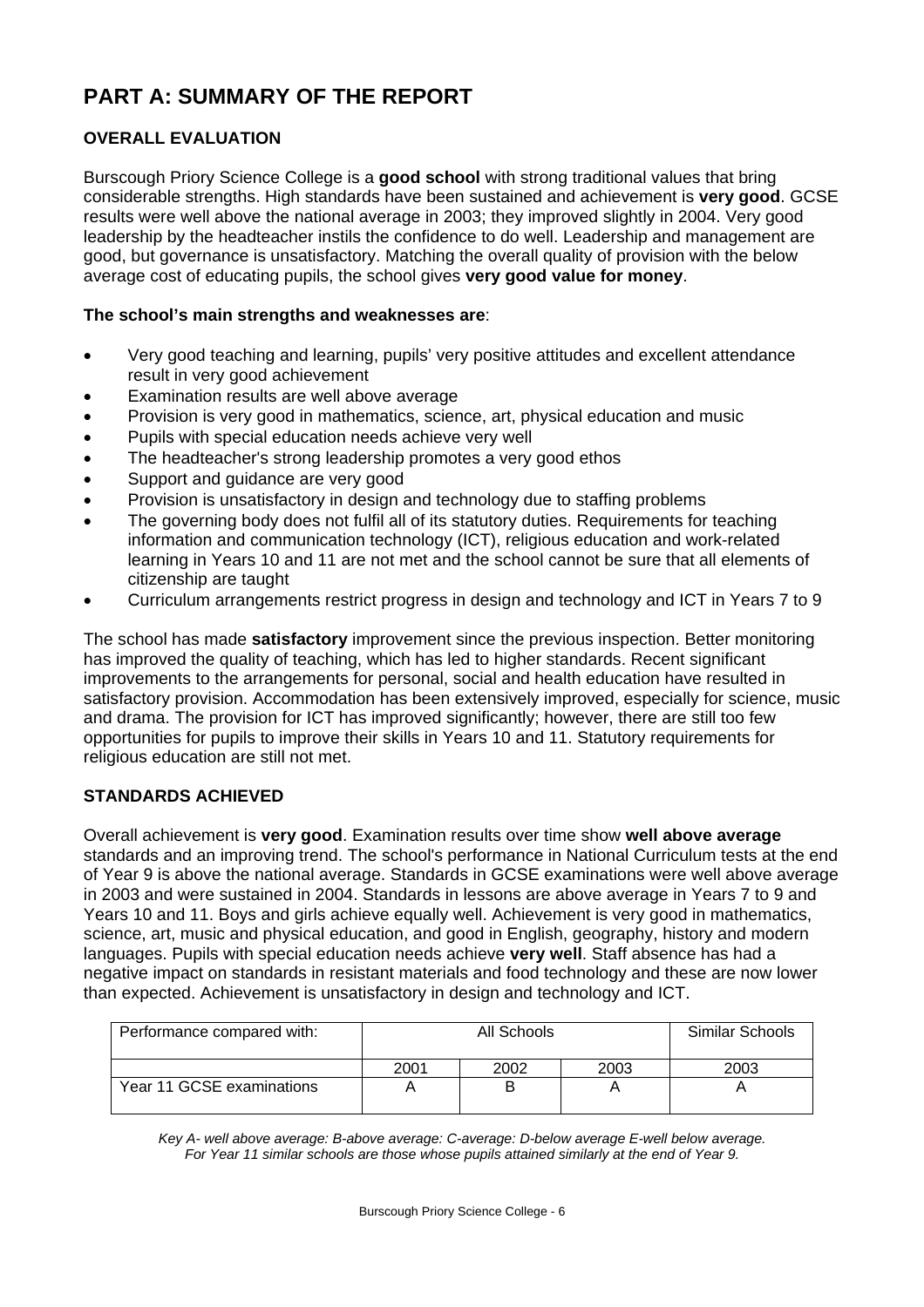# PART A: SUMMARY OF THE REPORT

## OVERALL EVALUATION

Burscough Priory Science College is a **good school** with strong traditional values that bring considerable strengths. High standards have been sustained and achievement is **very good**. GCSE results were well above the national average in 2003; they improved slightly in 2004. Very good leadership by the headteacher instils the confidence to do well. Leadership and management are good, but governance is unsatisfactory. Matching the overall quality of provision with the below average cost of educating pupils, the school gives **very good value for money**.

**The school's main strengths and weaknesses are**:

- Very good teaching and learning, pupils' very positive attitudes and excellent attendance result in very good achievement
- Examination results are well above average
- Provision is very good in mathematics, science, art, physical education and music
- Pupils with special education needs achieve very well
- The headteacher's strong leadership promotes a very good ethos
- Support and guidance are very good
- Provision is unsatisfactory in design and technology due to staffing problems
- The governing body does not fulfil all of its statutory duties. Requirements for teaching information and communication technology (ICT), religious education and work-related learning in Years 10 and 11 are not met and the school cannot be sure that all elements of citizenship are taught
- Curriculum arrangements restrict progress in design and technology and ICT in Years 7 to 9

The school has made **satisfactory** improvement since the previous inspection. Better monitoring has improved the quality of teaching, which has led to higher standards. Recent significant improvements to the arrangements for personal, social and health education have resulted in satisfactory provision. Accommodation has been extensively improved, especially for science, music and drama. The provision for ICT has improved significantly; however, there are still too few opportunities for pupils to improve their skills in Years 10 and 11. Statutory requirements for religious education are still not met.

## STANDARDS ACHIEVED

Overall achievement is **very good**. Examination results over time show **well above average** standards and an improving trend. The school's performance in National Curriculum tests at the end of Year 9 is above the national average. Standards in GCSE examinations were well above average in 2003 and were sustained in 2004. Standards in lessons are above average in Years 7 to 9 and Years 10 and 11. Boys and girls achieve equally well. Achievement is very good in mathematics, science, art, music and physical education, and good in English, geography, history and modern languages. Pupils with special education needs achieve **very well**. Staff absence has had a negative impact on standards in resistant materials and food technology and these are now lower than expected. Achievement is unsatisfactory in design and technology and ICT.

| Performance compared with: | All Schools | | | Similar Schools |
|---|---|---|---|---|
| | 2001 | 2002 | 2003 | 2003 |
| Year 11 GCSE examinations | A | B | A | A |

*Key A- well above average: B-above average: C-average: D-below average E-well below average.*
*For Year 11 similar schools are those whose pupils attained similarly at the end of Year 9.*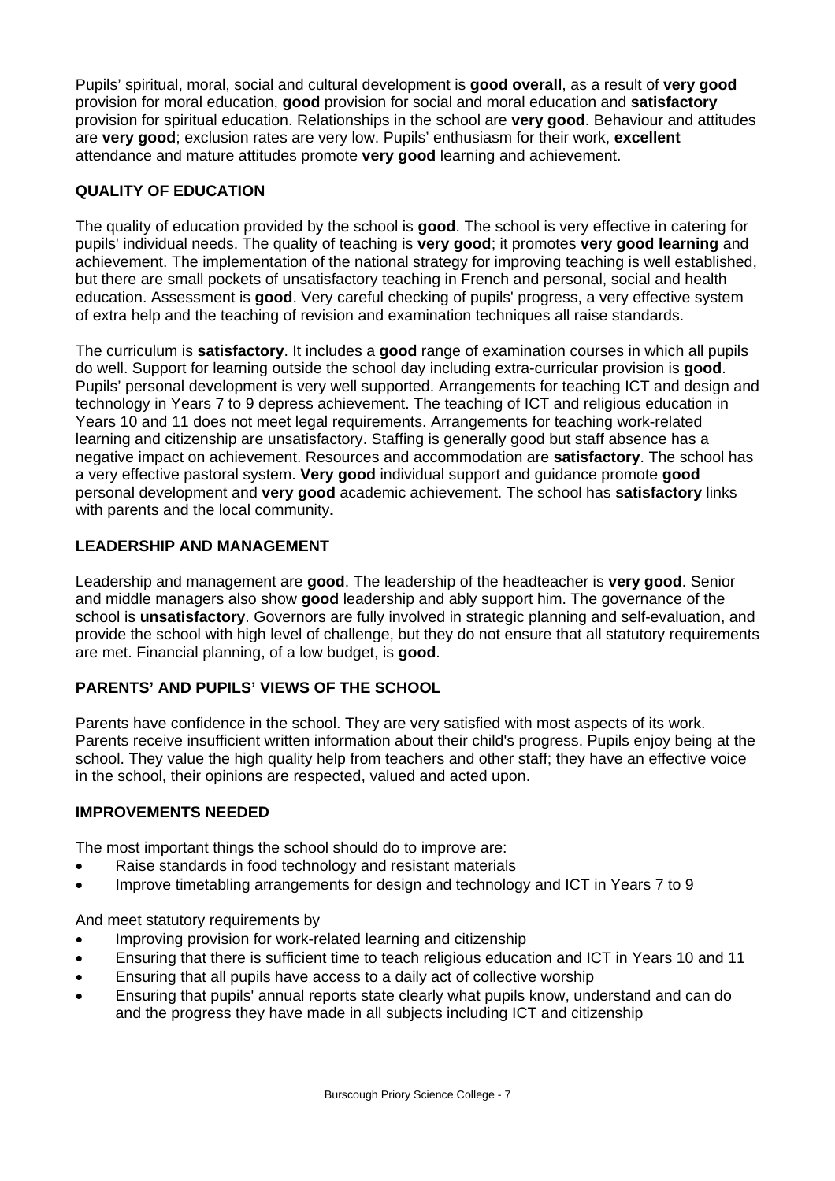Pupils' spiritual, moral, social and cultural development is **good overall**, as a result of **very good** provision for moral education, **good** provision for social and moral education and **satisfactory** provision for spiritual education. Relationships in the school are **very good**. Behaviour and attitudes are **very good**; exclusion rates are very low. Pupils' enthusiasm for their work, **excellent** attendance and mature attitudes promote **very good** learning and achievement.

## QUALITY OF EDUCATION

The quality of education provided by the school is **good**. The school is very effective in catering for pupils' individual needs. The quality of teaching is **very good**; it promotes **very good learning** and achievement. The implementation of the national strategy for improving teaching is well established, but there are small pockets of unsatisfactory teaching in French and personal, social and health education. Assessment is **good**. Very careful checking of pupils' progress, a very effective system of extra help and the teaching of revision and examination techniques all raise standards.

The curriculum is **satisfactory**. It includes a **good** range of examination courses in which all pupils do well. Support for learning outside the school day including extra-curricular provision is **good**. Pupils' personal development is very well supported. Arrangements for teaching ICT and design and technology in Years 7 to 9 depress achievement. The teaching of ICT and religious education in Years 10 and 11 does not meet legal requirements. Arrangements for teaching work-related learning and citizenship are unsatisfactory. Staffing is generally good but staff absence has a negative impact on achievement. Resources and accommodation are **satisfactory**. The school has a very effective pastoral system. **Very good** individual support and guidance promote **good** personal development and **very good** academic achievement. The school has **satisfactory** links with parents and the local community**.**

## LEADERSHIP AND MANAGEMENT

Leadership and management are **good**. The leadership of the headteacher is **very good**. Senior and middle managers also show **good** leadership and ably support him. The governance of the school is **unsatisfactory**. Governors are fully involved in strategic planning and self-evaluation, and provide the school with high level of challenge, but they do not ensure that all statutory requirements are met. Financial planning, of a low budget, is **good**.

## PARENTS' AND PUPILS' VIEWS OF THE SCHOOL

Parents have confidence in the school. They are very satisfied with most aspects of its work. Parents receive insufficient written information about their child's progress. Pupils enjoy being at the school. They value the high quality help from teachers and other staff; they have an effective voice in the school, their opinions are respected, valued and acted upon.

## IMPROVEMENTS NEEDED

The most important things the school should do to improve are:

- Raise standards in food technology and resistant materials
- Improve timetabling arrangements for design and technology and ICT in Years 7 to 9

And meet statutory requirements by

- Improving provision for work-related learning and citizenship
- Ensuring that there is sufficient time to teach religious education and ICT in Years 10 and 11
- Ensuring that all pupils have access to a daily act of collective worship
- Ensuring that pupils' annual reports state clearly what pupils know, understand and can do and the progress they have made in all subjects including ICT and citizenship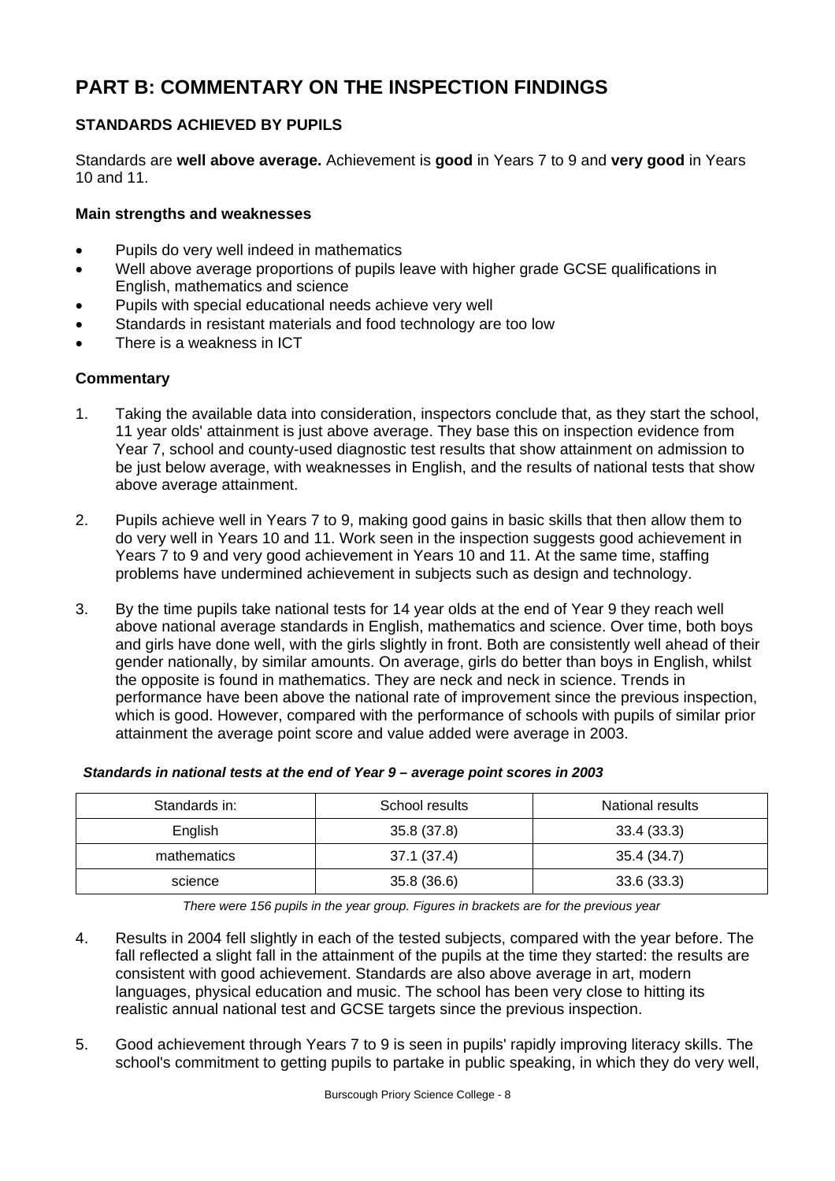# PART B: COMMENTARY ON THE INSPECTION FINDINGS

## STANDARDS ACHIEVED BY PUPILS

Standards are **well above average.** Achievement is **good** in Years 7 to 9 and **very good** in Years 10 and 11.

### Main strengths and weaknesses

- Pupils do very well indeed in mathematics
- Well above average proportions of pupils leave with higher grade GCSE qualifications in English, mathematics and science
- Pupils with special educational needs achieve very well
- Standards in resistant materials and food technology are too low
- There is a weakness in ICT

### Commentary

1. Taking the available data into consideration, inspectors conclude that, as they start the school, 11 year olds' attainment is just above average. They base this on inspection evidence from Year 7, school and county-used diagnostic test results that show attainment on admission to be just below average, with weaknesses in English, and the results of national tests that show above average attainment.

2. Pupils achieve well in Years 7 to 9, making good gains in basic skills that then allow them to do very well in Years 10 and 11. Work seen in the inspection suggests good achievement in Years 7 to 9 and very good achievement in Years 10 and 11. At the same time, staffing problems have undermined achievement in subjects such as design and technology.

3. By the time pupils take national tests for 14 year olds at the end of Year 9 they reach well above national average standards in English, mathematics and science. Over time, both boys and girls have done well, with the girls slightly in front. Both are consistently well ahead of their gender nationally, by similar amounts. On average, girls do better than boys in English, whilst the opposite is found in mathematics. They are neck and neck in science. Trends in performance have been above the national rate of improvement since the previous inspection, which is good. However, compared with the performance of schools with pupils of similar prior attainment the average point score and value added were average in 2003.

***Standards in national tests at the end of Year 9 – average point scores in 2003***

| Standards in: | School results | National results |
|---|---|---|
| English | 35.8 (37.8) | 33.4 (33.3) |
| mathematics | 37.1 (37.4) | 35.4 (34.7) |
| science | 35.8 (36.6) | 33.6 (33.3) |

*There were 156 pupils in the year group. Figures in brackets are for the previous year*

4. Results in 2004 fell slightly in each of the tested subjects, compared with the year before. The fall reflected a slight fall in the attainment of the pupils at the time they started: the results are consistent with good achievement. Standards are also above average in art, modern languages, physical education and music. The school has been very close to hitting its realistic annual national test and GCSE targets since the previous inspection.

5. Good achievement through Years 7 to 9 is seen in pupils' rapidly improving literacy skills. The school's commitment to getting pupils to partake in public speaking, in which they do very well,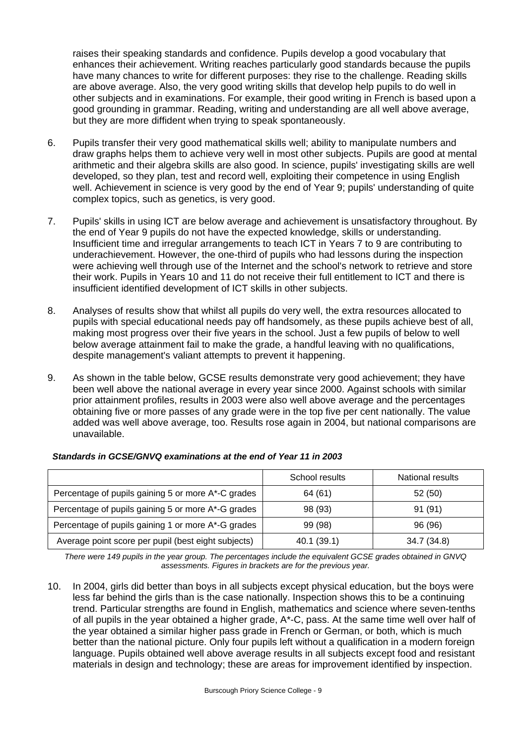raises their speaking standards and confidence. Pupils develop a good vocabulary that enhances their achievement. Writing reaches particularly good standards because the pupils have many chances to write for different purposes: they rise to the challenge. Reading skills are above average. Also, the very good writing skills that develop help pupils to do well in other subjects and in examinations. For example, their good writing in French is based upon a good grounding in grammar. Reading, writing and understanding are all well above average, but they are more diffident when trying to speak spontaneously.

6. Pupils transfer their very good mathematical skills well; ability to manipulate numbers and draw graphs helps them to achieve very well in most other subjects. Pupils are good at mental arithmetic and their algebra skills are also good. In science, pupils' investigating skills are well developed, so they plan, test and record well, exploiting their competence in using English well. Achievement in science is very good by the end of Year 9; pupils' understanding of quite complex topics, such as genetics, is very good.

7. Pupils' skills in using ICT are below average and achievement is unsatisfactory throughout. By the end of Year 9 pupils do not have the expected knowledge, skills or understanding. Insufficient time and irregular arrangements to teach ICT in Years 7 to 9 are contributing to underachievement. However, the one-third of pupils who had lessons during the inspection were achieving well through use of the Internet and the school's network to retrieve and store their work. Pupils in Years 10 and 11 do not receive their full entitlement to ICT and there is insufficient identified development of ICT skills in other subjects.

8. Analyses of results show that whilst all pupils do very well, the extra resources allocated to pupils with special educational needs pay off handsomely, as these pupils achieve best of all, making most progress over their five years in the school. Just a few pupils of below to well below average attainment fail to make the grade, a handful leaving with no qualifications, despite management's valiant attempts to prevent it happening.

9. As shown in the table below, GCSE results demonstrate very good achievement; they have been well above the national average in every year since 2000. Against schools with similar prior attainment profiles, results in 2003 were also well above average and the percentages obtaining five or more passes of any grade were in the top five per cent nationally. The value added was well above average, too. Results rose again in 2004, but national comparisons are unavailable.

***Standards in GCSE/GNVQ examinations at the end of Year 11 in 2003***

| | School results | National results |
|---|---|---|
| Percentage of pupils gaining 5 or more A*-C grades | 64 (61) | 52 (50) |
| Percentage of pupils gaining 5 or more A*-G grades | 98 (93) | 91 (91) |
| Percentage of pupils gaining 1 or more A*-G grades | 99 (98) | 96 (96) |
| Average point score per pupil (best eight subjects) | 40.1 (39.1) | 34.7 (34.8) |

*There were 149 pupils in the year group. The percentages include the equivalent GCSE grades obtained in GNVQ assessments. Figures in brackets are for the previous year.*

10. In 2004, girls did better than boys in all subjects except physical education, but the boys were less far behind the girls than is the case nationally. Inspection shows this to be a continuing trend. Particular strengths are found in English, mathematics and science where seven-tenths of all pupils in the year obtained a higher grade, A*-C, pass. At the same time well over half of the year obtained a similar higher pass grade in French or German, or both, which is much better than the national picture. Only four pupils left without a qualification in a modern foreign language. Pupils obtained well above average results in all subjects except food and resistant materials in design and technology; these are areas for improvement identified by inspection.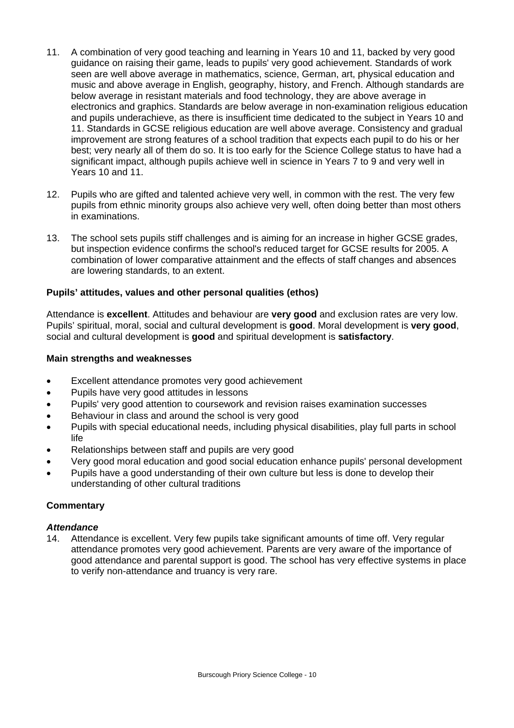11. A combination of very good teaching and learning in Years 10 and 11, backed by very good guidance on raising their game, leads to pupils' very good achievement. Standards of work seen are well above average in mathematics, science, German, art, physical education and music and above average in English, geography, history, and French. Although standards are below average in resistant materials and food technology, they are above average in electronics and graphics. Standards are below average in non-examination religious education and pupils underachieve, as there is insufficient time dedicated to the subject in Years 10 and 11. Standards in GCSE religious education are well above average. Consistency and gradual improvement are strong features of a school tradition that expects each pupil to do his or her best; very nearly all of them do so. It is too early for the Science College status to have had a significant impact, although pupils achieve well in science in Years 7 to 9 and very well in Years 10 and 11.

12. Pupils who are gifted and talented achieve very well, in common with the rest. The very few pupils from ethnic minority groups also achieve very well, often doing better than most others in examinations.

13. The school sets pupils stiff challenges and is aiming for an increase in higher GCSE grades, but inspection evidence confirms the school's reduced target for GCSE results for 2005. A combination of lower comparative attainment and the effects of staff changes and absences are lowering standards, to an extent.

### Pupils' attitudes, values and other personal qualities (ethos)

Attendance is **excellent**. Attitudes and behaviour are **very good** and exclusion rates are very low. Pupils' spiritual, moral, social and cultural development is **good**. Moral development is **very good**, social and cultural development is **good** and spiritual development is **satisfactory**.

### Main strengths and weaknesses

- Excellent attendance promotes very good achievement
- Pupils have very good attitudes in lessons
- Pupils' very good attention to coursework and revision raises examination successes
- Behaviour in class and around the school is very good
- Pupils with special educational needs, including physical disabilities, play full parts in school life
- Relationships between staff and pupils are very good
- Very good moral education and good social education enhance pupils' personal development
- Pupils have a good understanding of their own culture but less is done to develop their understanding of other cultural traditions

### Commentary

***Attendance***

14. Attendance is excellent. Very few pupils take significant amounts of time off. Very regular attendance promotes very good achievement. Parents are very aware of the importance of good attendance and parental support is good. The school has very effective systems in place to verify non-attendance and truancy is very rare.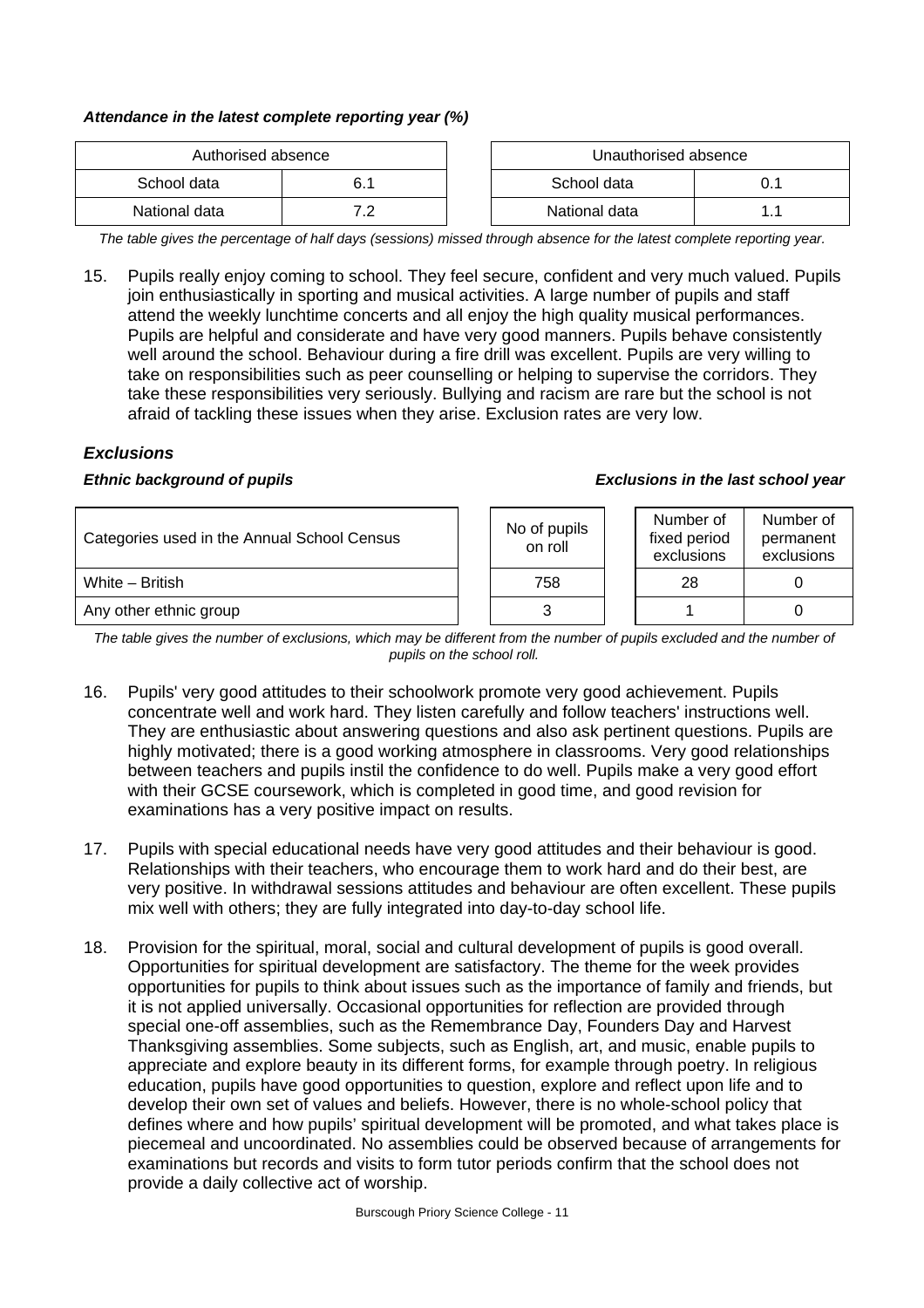***Attendance in the latest complete reporting year (%)***

| Authorised absence | |
|---|---|
| School data | 6.1 |
| National data | 7.2 |

| Unauthorised absence | |
|---|---|
| School data | 0.1 |
| National data | 1.1 |

*The table gives the percentage of half days (sessions) missed through absence for the latest complete reporting year.*

15. Pupils really enjoy coming to school. They feel secure, confident and very much valued. Pupils join enthusiastically in sporting and musical activities. A large number of pupils and staff attend the weekly lunchtime concerts and all enjoy the high quality musical performances. Pupils are helpful and considerate and have very good manners. Pupils behave consistently well around the school. Behaviour during a fire drill was excellent. Pupils are very willing to take on responsibilities such as peer counselling or helping to supervise the corridors. They take these responsibilities very seriously. Bullying and racism are rare but the school is not afraid of tackling these issues when they arise. Exclusion rates are very low.

### *Exclusions*

***Ethnic background of pupils*** ***Exclusions in the last school year***

| Categories used in the Annual School Census | No of pupils on roll | Number of fixed period exclusions | Number of permanent exclusions |
|---|---|---|---|
| White – British | 758 | 28 | 0 |
| Any other ethnic group | 3 | 1 | 0 |

*The table gives the number of exclusions, which may be different from the number of pupils excluded and the number of pupils on the school roll.*

16. Pupils' very good attitudes to their schoolwork promote very good achievement. Pupils concentrate well and work hard. They listen carefully and follow teachers' instructions well. They are enthusiastic about answering questions and also ask pertinent questions. Pupils are highly motivated; there is a good working atmosphere in classrooms. Very good relationships between teachers and pupils instil the confidence to do well. Pupils make a very good effort with their GCSE coursework, which is completed in good time, and good revision for examinations has a very positive impact on results.

17. Pupils with special educational needs have very good attitudes and their behaviour is good. Relationships with their teachers, who encourage them to work hard and do their best, are very positive. In withdrawal sessions attitudes and behaviour are often excellent. These pupils mix well with others; they are fully integrated into day-to-day school life.

18. Provision for the spiritual, moral, social and cultural development of pupils is good overall. Opportunities for spiritual development are satisfactory. The theme for the week provides opportunities for pupils to think about issues such as the importance of family and friends, but it is not applied universally. Occasional opportunities for reflection are provided through special one-off assemblies, such as the Remembrance Day, Founders Day and Harvest Thanksgiving assemblies. Some subjects, such as English, art, and music, enable pupils to appreciate and explore beauty in its different forms, for example through poetry. In religious education, pupils have good opportunities to question, explore and reflect upon life and to develop their own set of values and beliefs. However, there is no whole-school policy that defines where and how pupils' spiritual development will be promoted, and what takes place is piecemeal and uncoordinated. No assemblies could be observed because of arrangements for examinations but records and visits to form tutor periods confirm that the school does not provide a daily collective act of worship.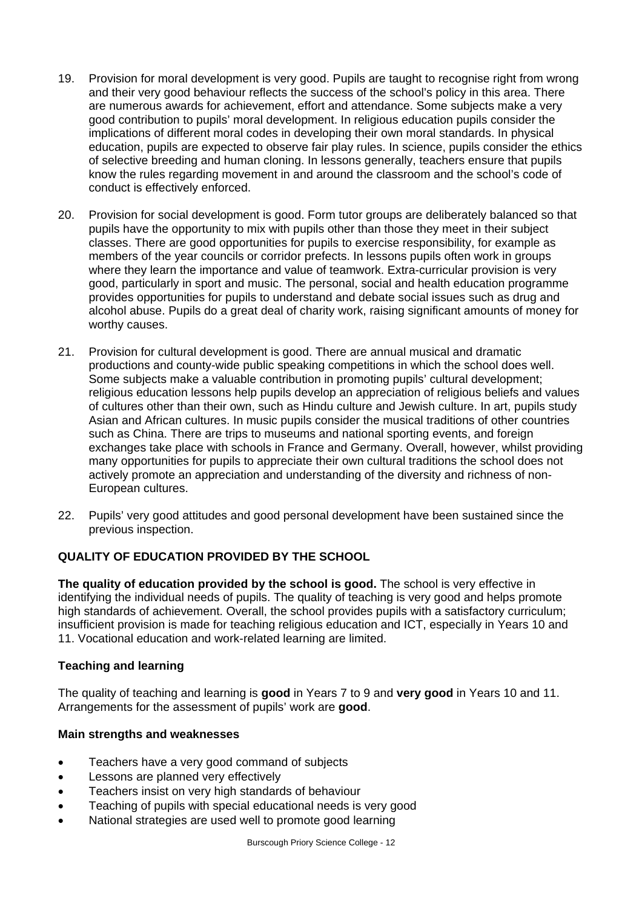19. Provision for moral development is very good. Pupils are taught to recognise right from wrong and their very good behaviour reflects the success of the school's policy in this area. There are numerous awards for achievement, effort and attendance. Some subjects make a very good contribution to pupils' moral development. In religious education pupils consider the implications of different moral codes in developing their own moral standards. In physical education, pupils are expected to observe fair play rules. In science, pupils consider the ethics of selective breeding and human cloning. In lessons generally, teachers ensure that pupils know the rules regarding movement in and around the classroom and the school's code of conduct is effectively enforced.

20. Provision for social development is good. Form tutor groups are deliberately balanced so that pupils have the opportunity to mix with pupils other than those they meet in their subject classes. There are good opportunities for pupils to exercise responsibility, for example as members of the year councils or corridor prefects. In lessons pupils often work in groups where they learn the importance and value of teamwork. Extra-curricular provision is very good, particularly in sport and music. The personal, social and health education programme provides opportunities for pupils to understand and debate social issues such as drug and alcohol abuse. Pupils do a great deal of charity work, raising significant amounts of money for worthy causes.

21. Provision for cultural development is good. There are annual musical and dramatic productions and county-wide public speaking competitions in which the school does well. Some subjects make a valuable contribution in promoting pupils' cultural development; religious education lessons help pupils develop an appreciation of religious beliefs and values of cultures other than their own, such as Hindu culture and Jewish culture. In art, pupils study Asian and African cultures. In music pupils consider the musical traditions of other countries such as China. There are trips to museums and national sporting events, and foreign exchanges take place with schools in France and Germany. Overall, however, whilst providing many opportunities for pupils to appreciate their own cultural traditions the school does not actively promote an appreciation and understanding of the diversity and richness of non-European cultures.

22. Pupils' very good attitudes and good personal development have been sustained since the previous inspection.

## QUALITY OF EDUCATION PROVIDED BY THE SCHOOL

**The quality of education provided by the school is good.** The school is very effective in identifying the individual needs of pupils. The quality of teaching is very good and helps promote high standards of achievement. Overall, the school provides pupils with a satisfactory curriculum; insufficient provision is made for teaching religious education and ICT, especially in Years 10 and 11. Vocational education and work-related learning are limited.

### Teaching and learning

The quality of teaching and learning is **good** in Years 7 to 9 and **very good** in Years 10 and 11. Arrangements for the assessment of pupils' work are **good**.

#### Main strengths and weaknesses

- Teachers have a very good command of subjects
- Lessons are planned very effectively
- Teachers insist on very high standards of behaviour
- Teaching of pupils with special educational needs is very good
- National strategies are used well to promote good learning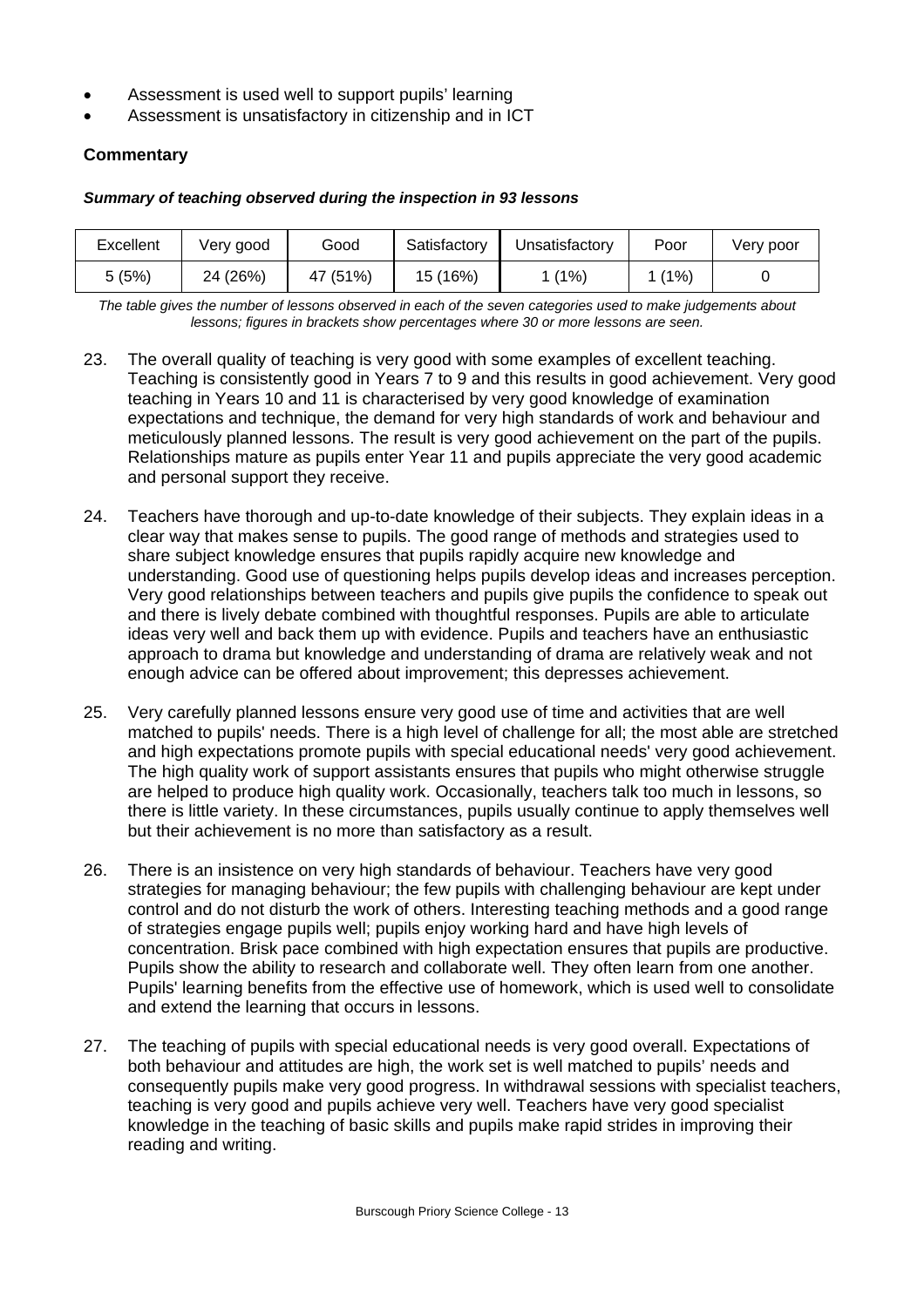- Assessment is used well to support pupils' learning
- Assessment is unsatisfactory in citizenship and in ICT

### Commentary

***Summary of teaching observed during the inspection in 93 lessons***

| Excellent | Very good | Good | Satisfactory | Unsatisfactory | Poor | Very poor |
|---|---|---|---|---|---|---|
| 5 (5%) | 24 (26%) | 47 (51%) | 15 (16%) | 1 (1%) | 1 (1%) | 0 |

*The table gives the number of lessons observed in each of the seven categories used to make judgements about lessons; figures in brackets show percentages where 30 or more lessons are seen.*

23. The overall quality of teaching is very good with some examples of excellent teaching. Teaching is consistently good in Years 7 to 9 and this results in good achievement. Very good teaching in Years 10 and 11 is characterised by very good knowledge of examination expectations and technique, the demand for very high standards of work and behaviour and meticulously planned lessons. The result is very good achievement on the part of the pupils. Relationships mature as pupils enter Year 11 and pupils appreciate the very good academic and personal support they receive.

24. Teachers have thorough and up-to-date knowledge of their subjects. They explain ideas in a clear way that makes sense to pupils. The good range of methods and strategies used to share subject knowledge ensures that pupils rapidly acquire new knowledge and understanding. Good use of questioning helps pupils develop ideas and increases perception. Very good relationships between teachers and pupils give pupils the confidence to speak out and there is lively debate combined with thoughtful responses. Pupils are able to articulate ideas very well and back them up with evidence. Pupils and teachers have an enthusiastic approach to drama but knowledge and understanding of drama are relatively weak and not enough advice can be offered about improvement; this depresses achievement.

25. Very carefully planned lessons ensure very good use of time and activities that are well matched to pupils' needs. There is a high level of challenge for all; the most able are stretched and high expectations promote pupils with special educational needs' very good achievement. The high quality work of support assistants ensures that pupils who might otherwise struggle are helped to produce high quality work. Occasionally, teachers talk too much in lessons, so there is little variety. In these circumstances, pupils usually continue to apply themselves well but their achievement is no more than satisfactory as a result.

26. There is an insistence on very high standards of behaviour. Teachers have very good strategies for managing behaviour; the few pupils with challenging behaviour are kept under control and do not disturb the work of others. Interesting teaching methods and a good range of strategies engage pupils well; pupils enjoy working hard and have high levels of concentration. Brisk pace combined with high expectation ensures that pupils are productive. Pupils show the ability to research and collaborate well. They often learn from one another. Pupils' learning benefits from the effective use of homework, which is used well to consolidate and extend the learning that occurs in lessons.

27. The teaching of pupils with special educational needs is very good overall. Expectations of both behaviour and attitudes are high, the work set is well matched to pupils' needs and consequently pupils make very good progress. In withdrawal sessions with specialist teachers, teaching is very good and pupils achieve very well. Teachers have very good specialist knowledge in the teaching of basic skills and pupils make rapid strides in improving their reading and writing.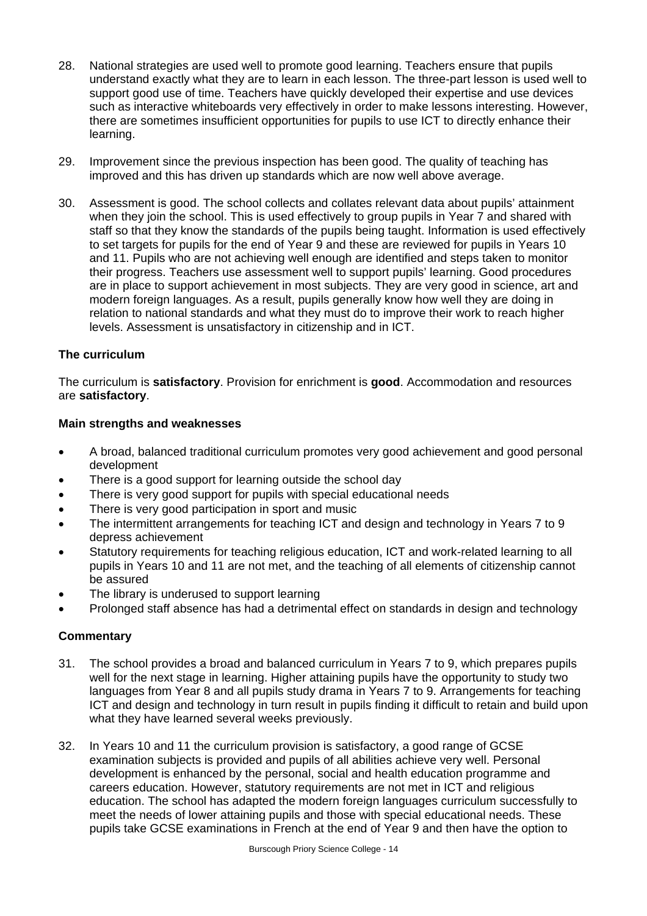28. National strategies are used well to promote good learning. Teachers ensure that pupils understand exactly what they are to learn in each lesson. The three-part lesson is used well to support good use of time. Teachers have quickly developed their expertise and use devices such as interactive whiteboards very effectively in order to make lessons interesting. However, there are sometimes insufficient opportunities for pupils to use ICT to directly enhance their learning.

29. Improvement since the previous inspection has been good. The quality of teaching has improved and this has driven up standards which are now well above average.

30. Assessment is good. The school collects and collates relevant data about pupils' attainment when they join the school. This is used effectively to group pupils in Year 7 and shared with staff so that they know the standards of the pupils being taught. Information is used effectively to set targets for pupils for the end of Year 9 and these are reviewed for pupils in Years 10 and 11. Pupils who are not achieving well enough are identified and steps taken to monitor their progress. Teachers use assessment well to support pupils' learning. Good procedures are in place to support achievement in most subjects. They are very good in science, art and modern foreign languages. As a result, pupils generally know how well they are doing in relation to national standards and what they must do to improve their work to reach higher levels. Assessment is unsatisfactory in citizenship and in ICT.

### The curriculum

The curriculum is **satisfactory**. Provision for enrichment is **good**. Accommodation and resources are **satisfactory**.

#### Main strengths and weaknesses

- A broad, balanced traditional curriculum promotes very good achievement and good personal development
- There is a good support for learning outside the school day
- There is very good support for pupils with special educational needs
- There is very good participation in sport and music
- The intermittent arrangements for teaching ICT and design and technology in Years 7 to 9 depress achievement
- Statutory requirements for teaching religious education, ICT and work-related learning to all pupils in Years 10 and 11 are not met, and the teaching of all elements of citizenship cannot be assured
- The library is underused to support learning
- Prolonged staff absence has had a detrimental effect on standards in design and technology

#### Commentary

31. The school provides a broad and balanced curriculum in Years 7 to 9, which prepares pupils well for the next stage in learning. Higher attaining pupils have the opportunity to study two languages from Year 8 and all pupils study drama in Years 7 to 9. Arrangements for teaching ICT and design and technology in turn result in pupils finding it difficult to retain and build upon what they have learned several weeks previously.

32. In Years 10 and 11 the curriculum provision is satisfactory, a good range of GCSE examination subjects is provided and pupils of all abilities achieve very well. Personal development is enhanced by the personal, social and health education programme and careers education. However, statutory requirements are not met in ICT and religious education. The school has adapted the modern foreign languages curriculum successfully to meet the needs of lower attaining pupils and those with special educational needs. These pupils take GCSE examinations in French at the end of Year 9 and then have the option to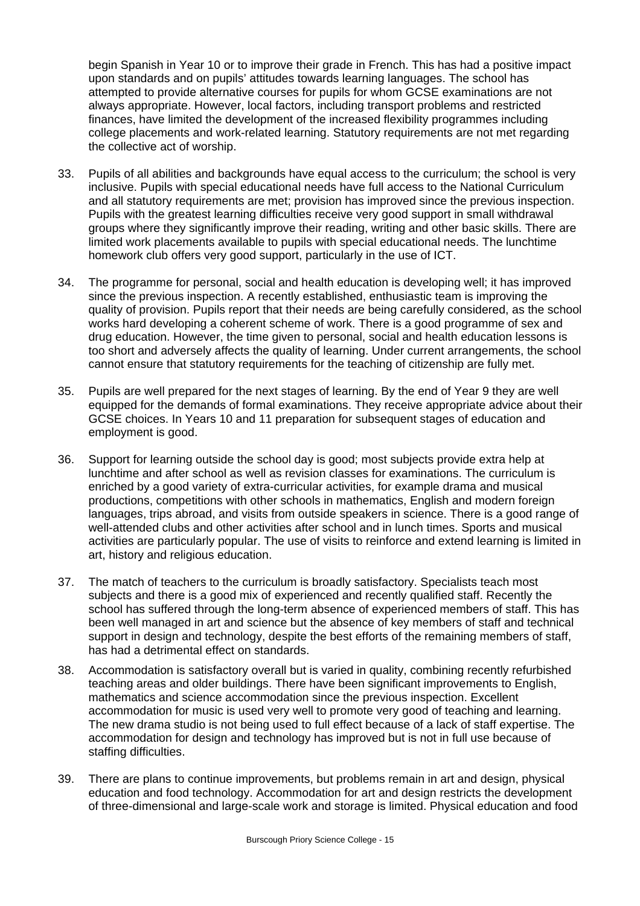begin Spanish in Year 10 or to improve their grade in French. This has had a positive impact upon standards and on pupils' attitudes towards learning languages. The school has attempted to provide alternative courses for pupils for whom GCSE examinations are not always appropriate. However, local factors, including transport problems and restricted finances, have limited the development of the increased flexibility programmes including college placements and work-related learning. Statutory requirements are not met regarding the collective act of worship.

33. Pupils of all abilities and backgrounds have equal access to the curriculum; the school is very inclusive. Pupils with special educational needs have full access to the National Curriculum and all statutory requirements are met; provision has improved since the previous inspection. Pupils with the greatest learning difficulties receive very good support in small withdrawal groups where they significantly improve their reading, writing and other basic skills. There are limited work placements available to pupils with special educational needs. The lunchtime homework club offers very good support, particularly in the use of ICT.

34. The programme for personal, social and health education is developing well; it has improved since the previous inspection. A recently established, enthusiastic team is improving the quality of provision. Pupils report that their needs are being carefully considered, as the school works hard developing a coherent scheme of work. There is a good programme of sex and drug education. However, the time given to personal, social and health education lessons is too short and adversely affects the quality of learning. Under current arrangements, the school cannot ensure that statutory requirements for the teaching of citizenship are fully met.

35. Pupils are well prepared for the next stages of learning. By the end of Year 9 they are well equipped for the demands of formal examinations. They receive appropriate advice about their GCSE choices. In Years 10 and 11 preparation for subsequent stages of education and employment is good.

36. Support for learning outside the school day is good; most subjects provide extra help at lunchtime and after school as well as revision classes for examinations. The curriculum is enriched by a good variety of extra-curricular activities, for example drama and musical productions, competitions with other schools in mathematics, English and modern foreign languages, trips abroad, and visits from outside speakers in science. There is a good range of well-attended clubs and other activities after school and in lunch times. Sports and musical activities are particularly popular. The use of visits to reinforce and extend learning is limited in art, history and religious education.

37. The match of teachers to the curriculum is broadly satisfactory. Specialists teach most subjects and there is a good mix of experienced and recently qualified staff. Recently the school has suffered through the long-term absence of experienced members of staff. This has been well managed in art and science but the absence of key members of staff and technical support in design and technology, despite the best efforts of the remaining members of staff, has had a detrimental effect on standards.

38. Accommodation is satisfactory overall but is varied in quality, combining recently refurbished teaching areas and older buildings. There have been significant improvements to English, mathematics and science accommodation since the previous inspection. Excellent accommodation for music is used very well to promote very good of teaching and learning. The new drama studio is not being used to full effect because of a lack of staff expertise. The accommodation for design and technology has improved but is not in full use because of staffing difficulties.

39. There are plans to continue improvements, but problems remain in art and design, physical education and food technology. Accommodation for art and design restricts the development of three-dimensional and large-scale work and storage is limited. Physical education and food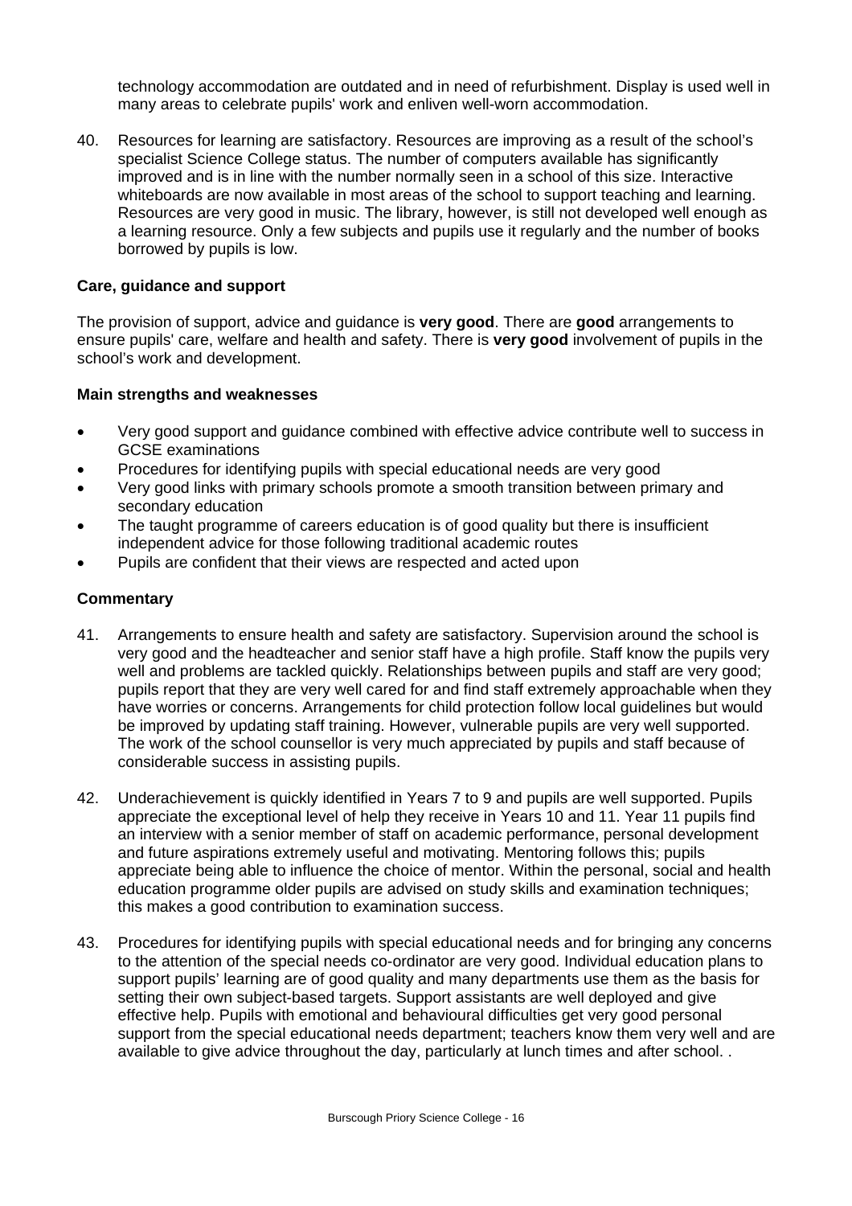technology accommodation are outdated and in need of refurbishment. Display is used well in many areas to celebrate pupils' work and enliven well-worn accommodation.

40. Resources for learning are satisfactory. Resources are improving as a result of the school's specialist Science College status. The number of computers available has significantly improved and is in line with the number normally seen in a school of this size. Interactive whiteboards are now available in most areas of the school to support teaching and learning. Resources are very good in music. The library, however, is still not developed well enough as a learning resource. Only a few subjects and pupils use it regularly and the number of books borrowed by pupils is low.

### Care, guidance and support

The provision of support, advice and guidance is **very good**. There are **good** arrangements to ensure pupils' care, welfare and health and safety. There is **very good** involvement of pupils in the school's work and development.

#### Main strengths and weaknesses

- Very good support and guidance combined with effective advice contribute well to success in GCSE examinations
- Procedures for identifying pupils with special educational needs are very good
- Very good links with primary schools promote a smooth transition between primary and secondary education
- The taught programme of careers education is of good quality but there is insufficient independent advice for those following traditional academic routes
- Pupils are confident that their views are respected and acted upon

#### Commentary

41. Arrangements to ensure health and safety are satisfactory. Supervision around the school is very good and the headteacher and senior staff have a high profile. Staff know the pupils very well and problems are tackled quickly. Relationships between pupils and staff are very good; pupils report that they are very well cared for and find staff extremely approachable when they have worries or concerns. Arrangements for child protection follow local guidelines but would be improved by updating staff training. However, vulnerable pupils are very well supported. The work of the school counsellor is very much appreciated by pupils and staff because of considerable success in assisting pupils.

42. Underachievement is quickly identified in Years 7 to 9 and pupils are well supported. Pupils appreciate the exceptional level of help they receive in Years 10 and 11. Year 11 pupils find an interview with a senior member of staff on academic performance, personal development and future aspirations extremely useful and motivating. Mentoring follows this; pupils appreciate being able to influence the choice of mentor. Within the personal, social and health education programme older pupils are advised on study skills and examination techniques; this makes a good contribution to examination success.

43. Procedures for identifying pupils with special educational needs and for bringing any concerns to the attention of the special needs co-ordinator are very good. Individual education plans to support pupils' learning are of good quality and many departments use them as the basis for setting their own subject-based targets. Support assistants are well deployed and give effective help. Pupils with emotional and behavioural difficulties get very good personal support from the special educational needs department; teachers know them very well and are available to give advice throughout the day, particularly at lunch times and after school. .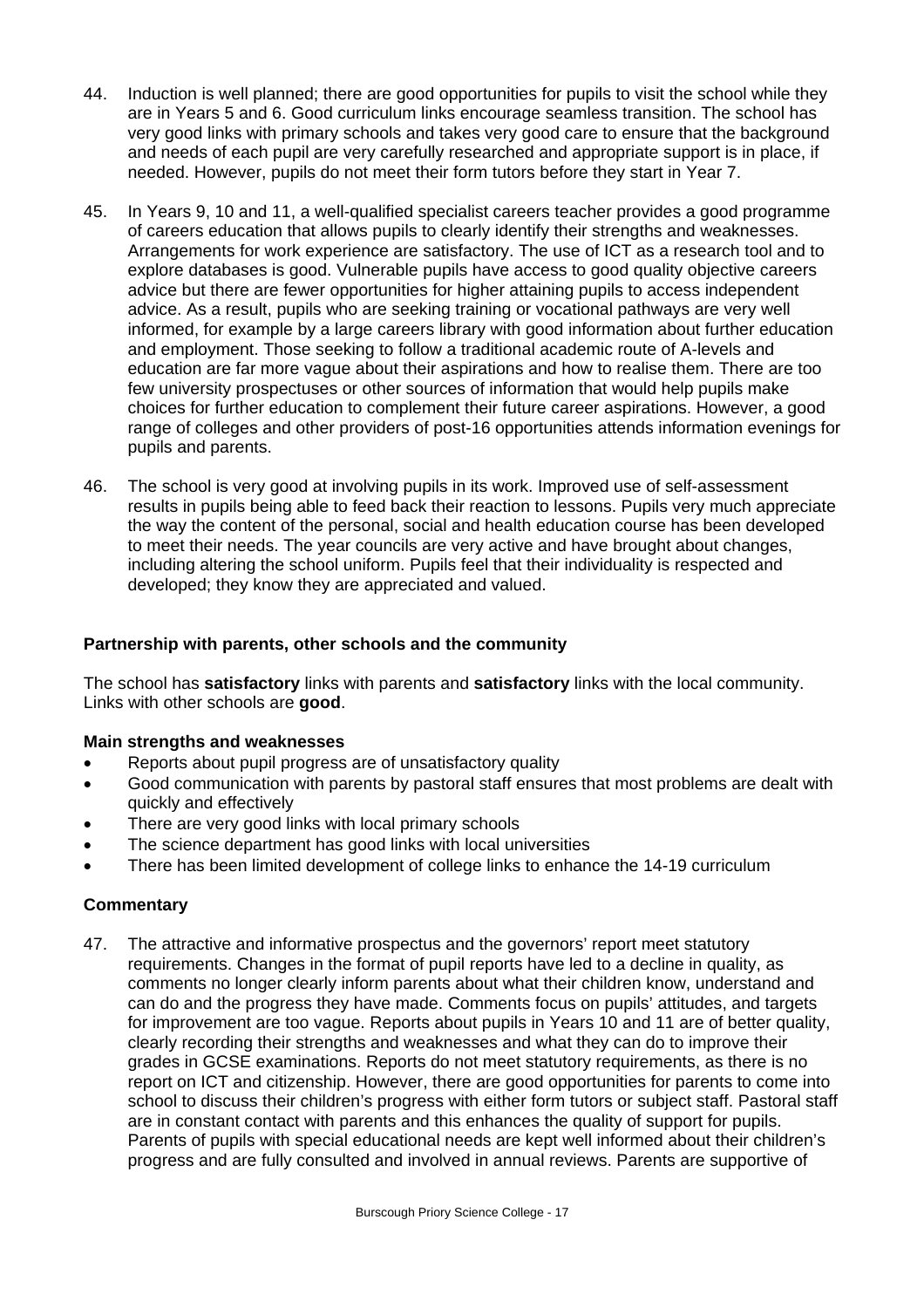44. Induction is well planned; there are good opportunities for pupils to visit the school while they are in Years 5 and 6. Good curriculum links encourage seamless transition. The school has very good links with primary schools and takes very good care to ensure that the background and needs of each pupil are very carefully researched and appropriate support is in place, if needed. However, pupils do not meet their form tutors before they start in Year 7.

45. In Years 9, 10 and 11, a well-qualified specialist careers teacher provides a good programme of careers education that allows pupils to clearly identify their strengths and weaknesses. Arrangements for work experience are satisfactory. The use of ICT as a research tool and to explore databases is good. Vulnerable pupils have access to good quality objective careers advice but there are fewer opportunities for higher attaining pupils to access independent advice. As a result, pupils who are seeking training or vocational pathways are very well informed, for example by a large careers library with good information about further education and employment. Those seeking to follow a traditional academic route of A-levels and education are far more vague about their aspirations and how to realise them. There are too few university prospectuses or other sources of information that would help pupils make choices for further education to complement their future career aspirations. However, a good range of colleges and other providers of post-16 opportunities attends information evenings for pupils and parents.

46. The school is very good at involving pupils in its work. Improved use of self-assessment results in pupils being able to feed back their reaction to lessons. Pupils very much appreciate the way the content of the personal, social and health education course has been developed to meet their needs. The year councils are very active and have brought about changes, including altering the school uniform. Pupils feel that their individuality is respected and developed; they know they are appreciated and valued.

### Partnership with parents, other schools and the community

The school has **satisfactory** links with parents and **satisfactory** links with the local community. Links with other schools are **good**.

#### Main strengths and weaknesses

- Reports about pupil progress are of unsatisfactory quality
- Good communication with parents by pastoral staff ensures that most problems are dealt with quickly and effectively
- There are very good links with local primary schools
- The science department has good links with local universities
- There has been limited development of college links to enhance the 14-19 curriculum

#### Commentary

47. The attractive and informative prospectus and the governors' report meet statutory requirements. Changes in the format of pupil reports have led to a decline in quality, as comments no longer clearly inform parents about what their children know, understand and can do and the progress they have made. Comments focus on pupils' attitudes, and targets for improvement are too vague. Reports about pupils in Years 10 and 11 are of better quality, clearly recording their strengths and weaknesses and what they can do to improve their grades in GCSE examinations. Reports do not meet statutory requirements, as there is no report on ICT and citizenship. However, there are good opportunities for parents to come into school to discuss their children's progress with either form tutors or subject staff. Pastoral staff are in constant contact with parents and this enhances the quality of support for pupils. Parents of pupils with special educational needs are kept well informed about their children's progress and are fully consulted and involved in annual reviews. Parents are supportive of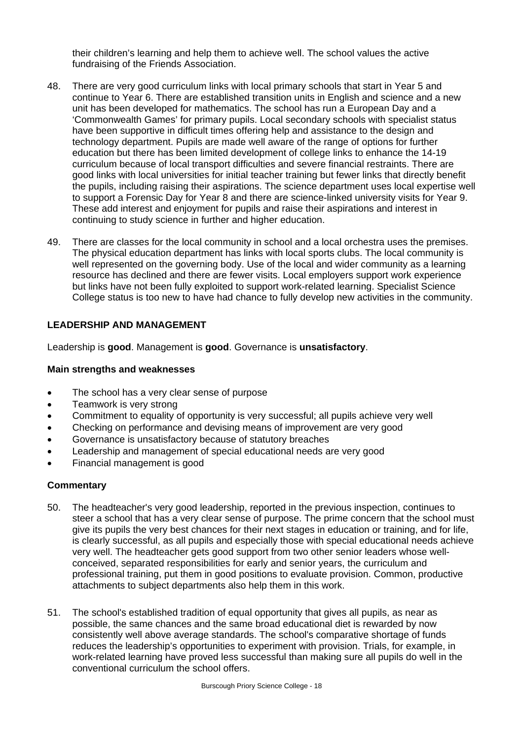their children's learning and help them to achieve well. The school values the active fundraising of the Friends Association.

48. There are very good curriculum links with local primary schools that start in Year 5 and continue to Year 6. There are established transition units in English and science and a new unit has been developed for mathematics. The school has run a European Day and a 'Commonwealth Games' for primary pupils. Local secondary schools with specialist status have been supportive in difficult times offering help and assistance to the design and technology department. Pupils are made well aware of the range of options for further education but there has been limited development of college links to enhance the 14-19 curriculum because of local transport difficulties and severe financial restraints. There are good links with local universities for initial teacher training but fewer links that directly benefit the pupils, including raising their aspirations. The science department uses local expertise well to support a Forensic Day for Year 8 and there are science-linked university visits for Year 9. These add interest and enjoyment for pupils and raise their aspirations and interest in continuing to study science in further and higher education.

49. There are classes for the local community in school and a local orchestra uses the premises. The physical education department has links with local sports clubs. The local community is well represented on the governing body. Use of the local and wider community as a learning resource has declined and there are fewer visits. Local employers support work experience but links have not been fully exploited to support work-related learning. Specialist Science College status is too new to have had chance to fully develop new activities in the community.

## LEADERSHIP AND MANAGEMENT

Leadership is **good**. Management is **good**. Governance is **unsatisfactory**.

### Main strengths and weaknesses

- The school has a very clear sense of purpose
- Teamwork is very strong
- Commitment to equality of opportunity is very successful; all pupils achieve very well
- Checking on performance and devising means of improvement are very good
- Governance is unsatisfactory because of statutory breaches
- Leadership and management of special educational needs are very good
- Financial management is good

### Commentary

50. The headteacher's very good leadership, reported in the previous inspection, continues to steer a school that has a very clear sense of purpose. The prime concern that the school must give its pupils the very best chances for their next stages in education or training, and for life, is clearly successful, as all pupils and especially those with special educational needs achieve very well. The headteacher gets good support from two other senior leaders whose well-conceived, separated responsibilities for early and senior years, the curriculum and professional training, put them in good positions to evaluate provision. Common, productive attachments to subject departments also help them in this work.

51. The school's established tradition of equal opportunity that gives all pupils, as near as possible, the same chances and the same broad educational diet is rewarded by now consistently well above average standards. The school's comparative shortage of funds reduces the leadership's opportunities to experiment with provision. Trials, for example, in work-related learning have proved less successful than making sure all pupils do well in the conventional curriculum the school offers.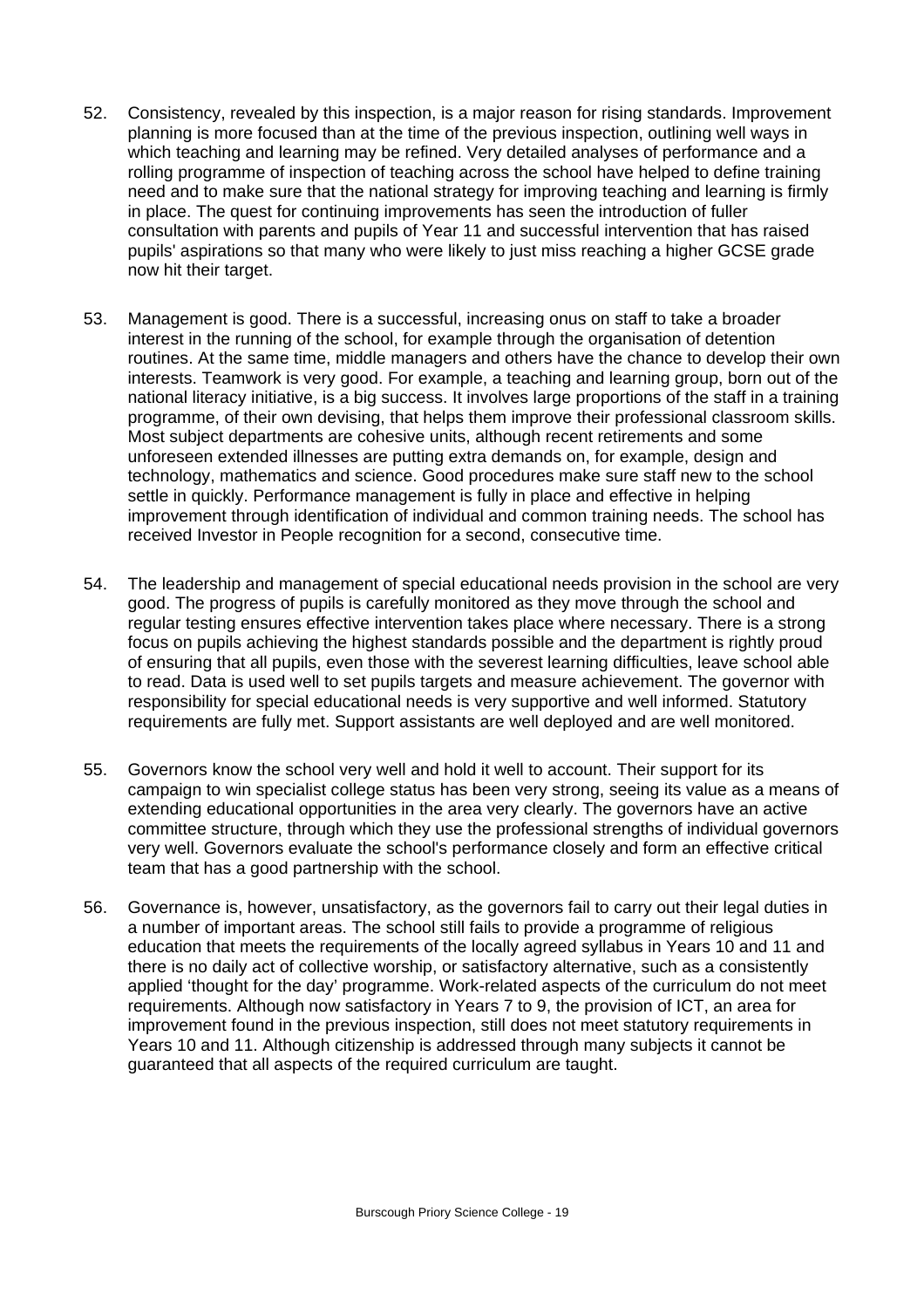52. Consistency, revealed by this inspection, is a major reason for rising standards. Improvement planning is more focused than at the time of the previous inspection, outlining well ways in which teaching and learning may be refined. Very detailed analyses of performance and a rolling programme of inspection of teaching across the school have helped to define training need and to make sure that the national strategy for improving teaching and learning is firmly in place. The quest for continuing improvements has seen the introduction of fuller consultation with parents and pupils of Year 11 and successful intervention that has raised pupils' aspirations so that many who were likely to just miss reaching a higher GCSE grade now hit their target.

53. Management is good. There is a successful, increasing onus on staff to take a broader interest in the running of the school, for example through the organisation of detention routines. At the same time, middle managers and others have the chance to develop their own interests. Teamwork is very good. For example, a teaching and learning group, born out of the national literacy initiative, is a big success. It involves large proportions of the staff in a training programme, of their own devising, that helps them improve their professional classroom skills. Most subject departments are cohesive units, although recent retirements and some unforeseen extended illnesses are putting extra demands on, for example, design and technology, mathematics and science. Good procedures make sure staff new to the school settle in quickly. Performance management is fully in place and effective in helping improvement through identification of individual and common training needs. The school has received Investor in People recognition for a second, consecutive time.

54. The leadership and management of special educational needs provision in the school are very good. The progress of pupils is carefully monitored as they move through the school and regular testing ensures effective intervention takes place where necessary. There is a strong focus on pupils achieving the highest standards possible and the department is rightly proud of ensuring that all pupils, even those with the severest learning difficulties, leave school able to read. Data is used well to set pupils targets and measure achievement. The governor with responsibility for special educational needs is very supportive and well informed. Statutory requirements are fully met. Support assistants are well deployed and are well monitored.

55. Governors know the school very well and hold it well to account. Their support for its campaign to win specialist college status has been very strong, seeing its value as a means of extending educational opportunities in the area very clearly. The governors have an active committee structure, through which they use the professional strengths of individual governors very well. Governors evaluate the school's performance closely and form an effective critical team that has a good partnership with the school.

56. Governance is, however, unsatisfactory, as the governors fail to carry out their legal duties in a number of important areas. The school still fails to provide a programme of religious education that meets the requirements of the locally agreed syllabus in Years 10 and 11 and there is no daily act of collective worship, or satisfactory alternative, such as a consistently applied 'thought for the day' programme. Work-related aspects of the curriculum do not meet requirements. Although now satisfactory in Years 7 to 9, the provision of ICT, an area for improvement found in the previous inspection, still does not meet statutory requirements in Years 10 and 11. Although citizenship is addressed through many subjects it cannot be guaranteed that all aspects of the required curriculum are taught.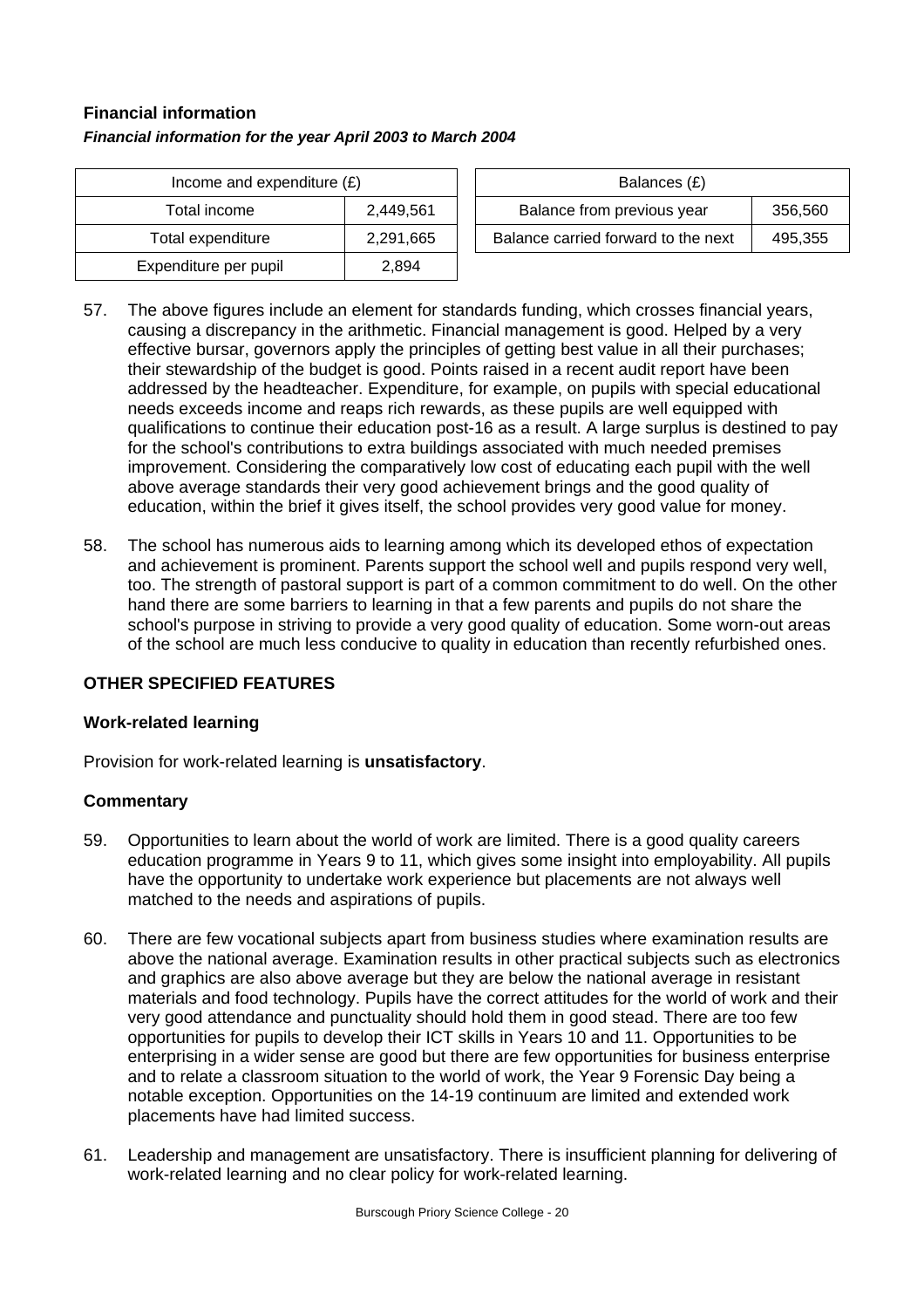**Financial information**

***Financial information for the year April 2003 to March 2004***

| Income and expenditure (£) | |
|---|---|
| Total income | 2,449,561 |
| Total expenditure | 2,291,665 |
| Expenditure per pupil | 2,894 |

| Balances (£) | |
|---|---|
| Balance from previous year | 356,560 |
| Balance carried forward to the next | 495,355 |

57. The above figures include an element for standards funding, which crosses financial years, causing a discrepancy in the arithmetic. Financial management is good. Helped by a very effective bursar, governors apply the principles of getting best value in all their purchases; their stewardship of the budget is good. Points raised in a recent audit report have been addressed by the headteacher. Expenditure, for example, on pupils with special educational needs exceeds income and reaps rich rewards, as these pupils are well equipped with qualifications to continue their education post-16 as a result. A large surplus is destined to pay for the school's contributions to extra buildings associated with much needed premises improvement. Considering the comparatively low cost of educating each pupil with the well above average standards their very good achievement brings and the good quality of education, within the brief it gives itself, the school provides very good value for money.

58. The school has numerous aids to learning among which its developed ethos of expectation and achievement is prominent. Parents support the school well and pupils respond very well, too. The strength of pastoral support is part of a common commitment to do well. On the other hand there are some barriers to learning in that a few parents and pupils do not share the school's purpose in striving to provide a very good quality of education. Some worn-out areas of the school are much less conducive to quality in education than recently refurbished ones.

## OTHER SPECIFIED FEATURES

### Work-related learning

Provision for work-related learning is **unsatisfactory**.

### Commentary

59. Opportunities to learn about the world of work are limited. There is a good quality careers education programme in Years 9 to 11, which gives some insight into employability. All pupils have the opportunity to undertake work experience but placements are not always well matched to the needs and aspirations of pupils.

60. There are few vocational subjects apart from business studies where examination results are above the national average. Examination results in other practical subjects such as electronics and graphics are also above average but they are below the national average in resistant materials and food technology. Pupils have the correct attitudes for the world of work and their very good attendance and punctuality should hold them in good stead. There are too few opportunities for pupils to develop their ICT skills in Years 10 and 11. Opportunities to be enterprising in a wider sense are good but there are few opportunities for business enterprise and to relate a classroom situation to the world of work, the Year 9 Forensic Day being a notable exception. Opportunities on the 14-19 continuum are limited and extended work placements have had limited success.

61. Leadership and management are unsatisfactory. There is insufficient planning for delivering of work-related learning and no clear policy for work-related learning.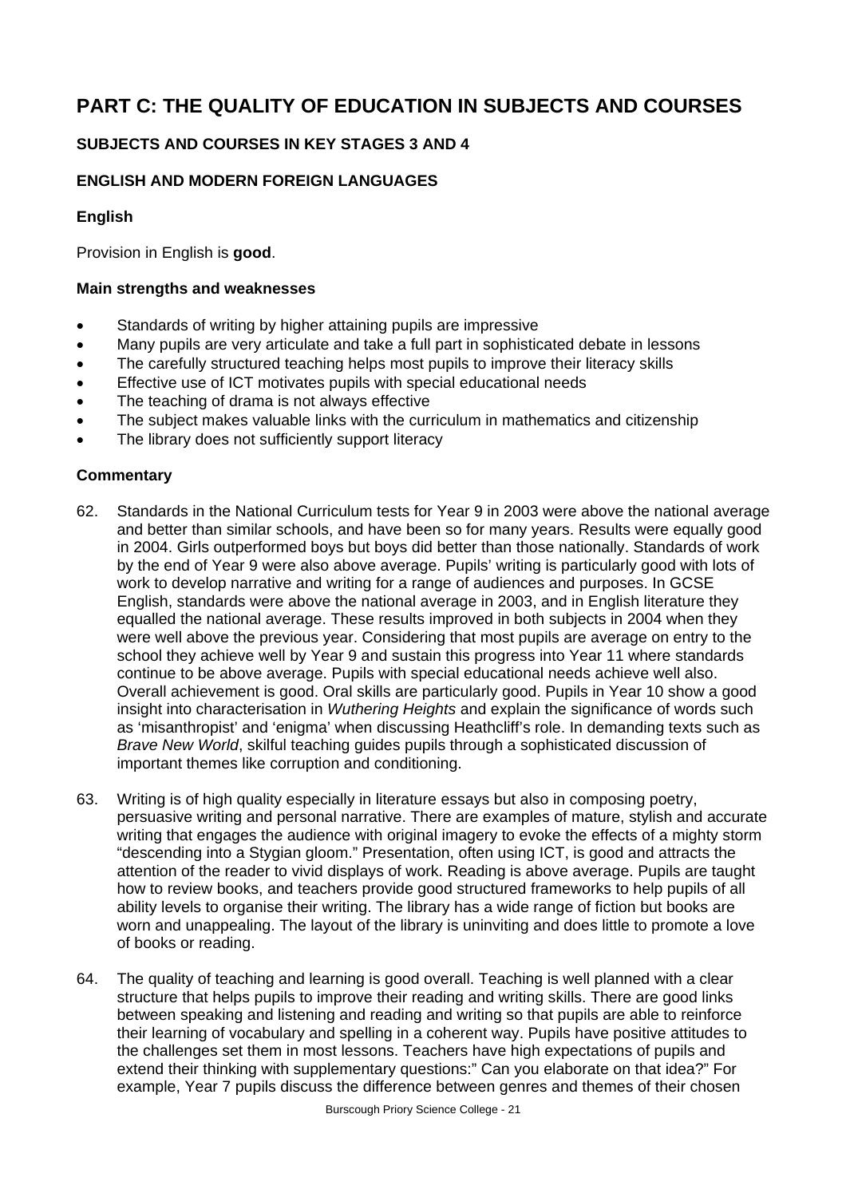# PART C: THE QUALITY OF EDUCATION IN SUBJECTS AND COURSES

## SUBJECTS AND COURSES IN KEY STAGES 3 AND 4

### ENGLISH AND MODERN FOREIGN LANGUAGES

#### English

Provision in English is **good**.

**Main strengths and weaknesses**

- Standards of writing by higher attaining pupils are impressive
- Many pupils are very articulate and take a full part in sophisticated debate in lessons
- The carefully structured teaching helps most pupils to improve their literacy skills
- Effective use of ICT motivates pupils with special educational needs
- The teaching of drama is not always effective
- The subject makes valuable links with the curriculum in mathematics and citizenship
- The library does not sufficiently support literacy

**Commentary**

62. Standards in the National Curriculum tests for Year 9 in 2003 were above the national average and better than similar schools, and have been so for many years. Results were equally good in 2004. Girls outperformed boys but boys did better than those nationally. Standards of work by the end of Year 9 were also above average. Pupils' writing is particularly good with lots of work to develop narrative and writing for a range of audiences and purposes. In GCSE English, standards were above the national average in 2003, and in English literature they equalled the national average. These results improved in both subjects in 2004 when they were well above the previous year. Considering that most pupils are average on entry to the school they achieve well by Year 9 and sustain this progress into Year 11 where standards continue to be above average. Pupils with special educational needs achieve well also. Overall achievement is good. Oral skills are particularly good. Pupils in Year 10 show a good insight into characterisation in *Wuthering Heights* and explain the significance of words such as 'misanthropist' and 'enigma' when discussing Heathcliff's role. In demanding texts such as *Brave New World*, skilful teaching guides pupils through a sophisticated discussion of important themes like corruption and conditioning.

63. Writing is of high quality especially in literature essays but also in composing poetry, persuasive writing and personal narrative. There are examples of mature, stylish and accurate writing that engages the audience with original imagery to evoke the effects of a mighty storm "descending into a Stygian gloom." Presentation, often using ICT, is good and attracts the attention of the reader to vivid displays of work. Reading is above average. Pupils are taught how to review books, and teachers provide good structured frameworks to help pupils of all ability levels to organise their writing. The library has a wide range of fiction but books are worn and unappealing. The layout of the library is uninviting and does little to promote a love of books or reading.

64. The quality of teaching and learning is good overall. Teaching is well planned with a clear structure that helps pupils to improve their reading and writing skills. There are good links between speaking and listening and reading and writing so that pupils are able to reinforce their learning of vocabulary and spelling in a coherent way. Pupils have positive attitudes to the challenges set them in most lessons. Teachers have high expectations of pupils and extend their thinking with supplementary questions:" Can you elaborate on that idea?" For example, Year 7 pupils discuss the difference between genres and themes of their chosen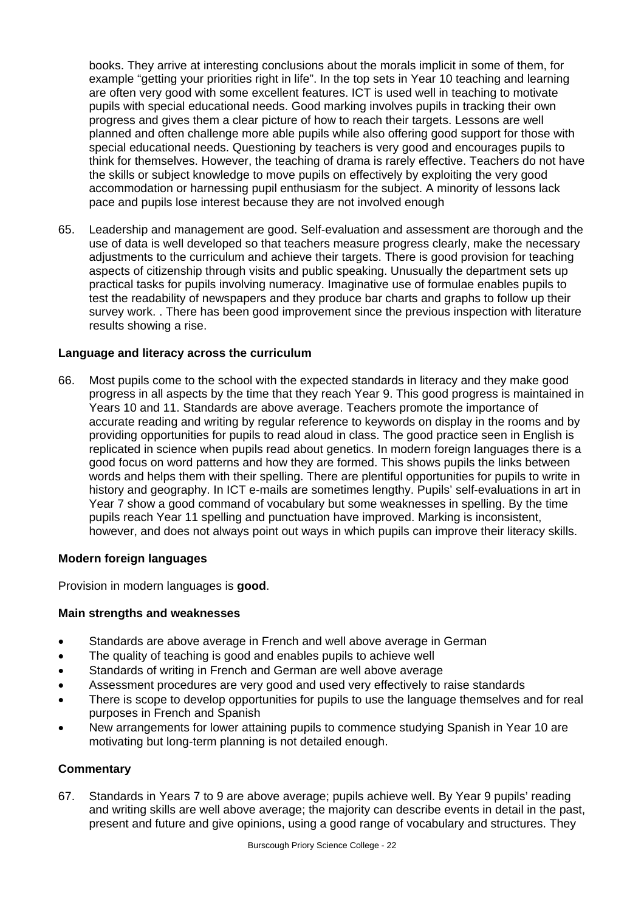books. They arrive at interesting conclusions about the morals implicit in some of them, for example "getting your priorities right in life". In the top sets in Year 10 teaching and learning are often very good with some excellent features. ICT is used well in teaching to motivate pupils with special educational needs. Good marking involves pupils in tracking their own progress and gives them a clear picture of how to reach their targets. Lessons are well planned and often challenge more able pupils while also offering good support for those with special educational needs. Questioning by teachers is very good and encourages pupils to think for themselves. However, the teaching of drama is rarely effective. Teachers do not have the skills or subject knowledge to move pupils on effectively by exploiting the very good accommodation or harnessing pupil enthusiasm for the subject. A minority of lessons lack pace and pupils lose interest because they are not involved enough

65. Leadership and management are good. Self-evaluation and assessment are thorough and the use of data is well developed so that teachers measure progress clearly, make the necessary adjustments to the curriculum and achieve their targets. There is good provision for teaching aspects of citizenship through visits and public speaking. Unusually the department sets up practical tasks for pupils involving numeracy. Imaginative use of formulae enables pupils to test the readability of newspapers and they produce bar charts and graphs to follow up their survey work. . There has been good improvement since the previous inspection with literature results showing a rise.

### Language and literacy across the curriculum

66. Most pupils come to the school with the expected standards in literacy and they make good progress in all aspects by the time that they reach Year 9. This good progress is maintained in Years 10 and 11. Standards are above average. Teachers promote the importance of accurate reading and writing by regular reference to keywords on display in the rooms and by providing opportunities for pupils to read aloud in class. The good practice seen in English is replicated in science when pupils read about genetics. In modern foreign languages there is a good focus on word patterns and how they are formed. This shows pupils the links between words and helps them with their spelling. There are plentiful opportunities for pupils to write in history and geography. In ICT e-mails are sometimes lengthy. Pupils' self-evaluations in art in Year 7 show a good command of vocabulary but some weaknesses in spelling. By the time pupils reach Year 11 spelling and punctuation have improved. Marking is inconsistent, however, and does not always point out ways in which pupils can improve their literacy skills.

### Modern foreign languages

Provision in modern languages is **good**.

### Main strengths and weaknesses

- Standards are above average in French and well above average in German
- The quality of teaching is good and enables pupils to achieve well
- Standards of writing in French and German are well above average
- Assessment procedures are very good and used very effectively to raise standards
- There is scope to develop opportunities for pupils to use the language themselves and for real purposes in French and Spanish
- New arrangements for lower attaining pupils to commence studying Spanish in Year 10 are motivating but long-term planning is not detailed enough.

### Commentary

67. Standards in Years 7 to 9 are above average; pupils achieve well. By Year 9 pupils' reading and writing skills are well above average; the majority can describe events in detail in the past, present and future and give opinions, using a good range of vocabulary and structures. They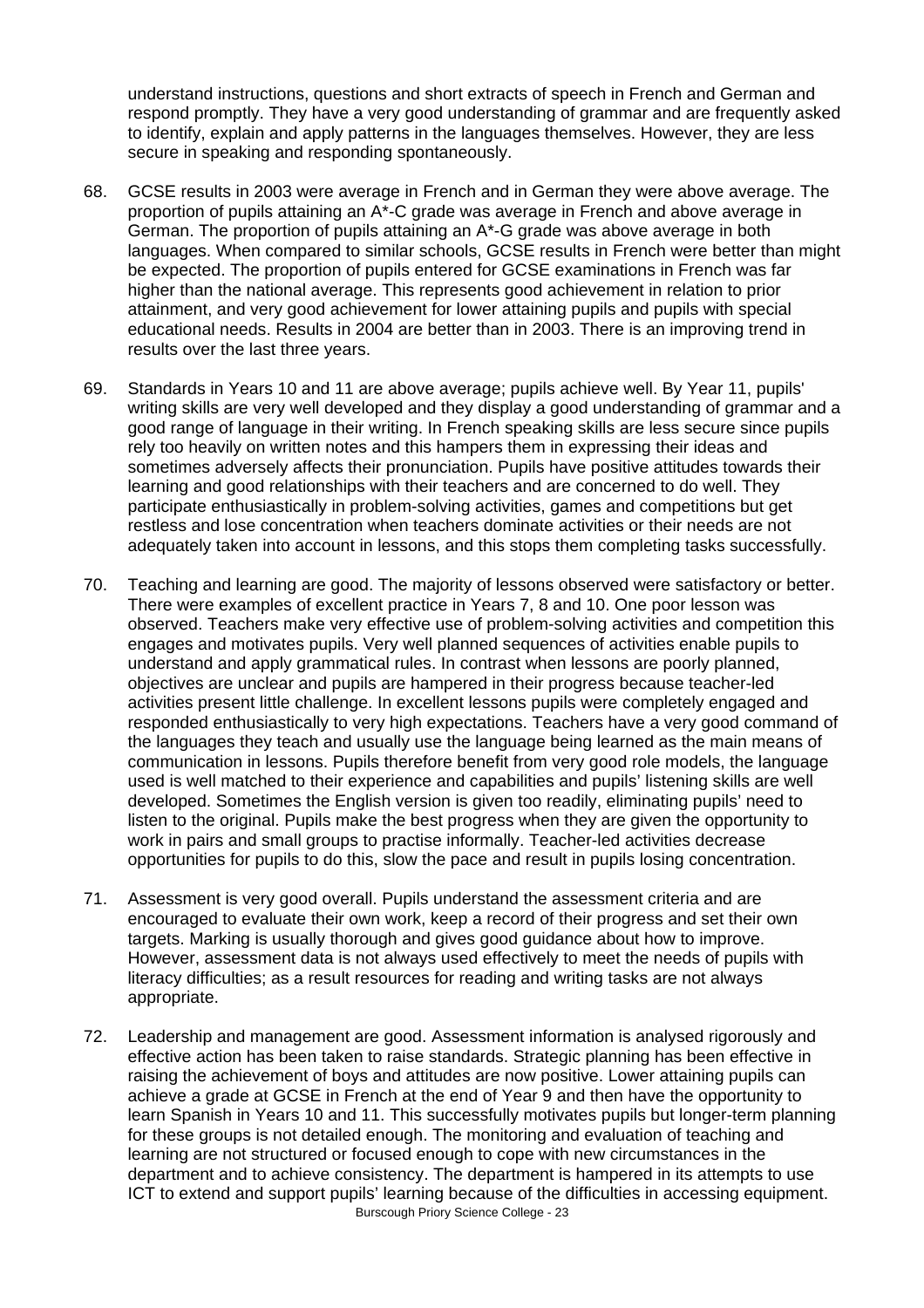understand instructions, questions and short extracts of speech in French and German and respond promptly. They have a very good understanding of grammar and are frequently asked to identify, explain and apply patterns in the languages themselves. However, they are less secure in speaking and responding spontaneously.

68. GCSE results in 2003 were average in French and in German they were above average. The proportion of pupils attaining an A*-C grade was average in French and above average in German. The proportion of pupils attaining an A*-G grade was above average in both languages. When compared to similar schools, GCSE results in French were better than might be expected. The proportion of pupils entered for GCSE examinations in French was far higher than the national average. This represents good achievement in relation to prior attainment, and very good achievement for lower attaining pupils and pupils with special educational needs. Results in 2004 are better than in 2003. There is an improving trend in results over the last three years.

69. Standards in Years 10 and 11 are above average; pupils achieve well. By Year 11, pupils' writing skills are very well developed and they display a good understanding of grammar and a good range of language in their writing. In French speaking skills are less secure since pupils rely too heavily on written notes and this hampers them in expressing their ideas and sometimes adversely affects their pronunciation. Pupils have positive attitudes towards their learning and good relationships with their teachers and are concerned to do well. They participate enthusiastically in problem-solving activities, games and competitions but get restless and lose concentration when teachers dominate activities or their needs are not adequately taken into account in lessons, and this stops them completing tasks successfully.

70. Teaching and learning are good. The majority of lessons observed were satisfactory or better. There were examples of excellent practice in Years 7, 8 and 10. One poor lesson was observed. Teachers make very effective use of problem-solving activities and competition this engages and motivates pupils. Very well planned sequences of activities enable pupils to understand and apply grammatical rules. In contrast when lessons are poorly planned, objectives are unclear and pupils are hampered in their progress because teacher-led activities present little challenge. In excellent lessons pupils were completely engaged and responded enthusiastically to very high expectations. Teachers have a very good command of the languages they teach and usually use the language being learned as the main means of communication in lessons. Pupils therefore benefit from very good role models, the language used is well matched to their experience and capabilities and pupils' listening skills are well developed. Sometimes the English version is given too readily, eliminating pupils' need to listen to the original. Pupils make the best progress when they are given the opportunity to work in pairs and small groups to practise informally. Teacher-led activities decrease opportunities for pupils to do this, slow the pace and result in pupils losing concentration.

71. Assessment is very good overall. Pupils understand the assessment criteria and are encouraged to evaluate their own work, keep a record of their progress and set their own targets. Marking is usually thorough and gives good guidance about how to improve. However, assessment data is not always used effectively to meet the needs of pupils with literacy difficulties; as a result resources for reading and writing tasks are not always appropriate.

72. Leadership and management are good. Assessment information is analysed rigorously and effective action has been taken to raise standards. Strategic planning has been effective in raising the achievement of boys and attitudes are now positive. Lower attaining pupils can achieve a grade at GCSE in French at the end of Year 9 and then have the opportunity to learn Spanish in Years 10 and 11. This successfully motivates pupils but longer-term planning for these groups is not detailed enough. The monitoring and evaluation of teaching and learning are not structured or focused enough to cope with new circumstances in the department and to achieve consistency. The department is hampered in its attempts to use ICT to extend and support pupils' learning because of the difficulties in accessing equipment.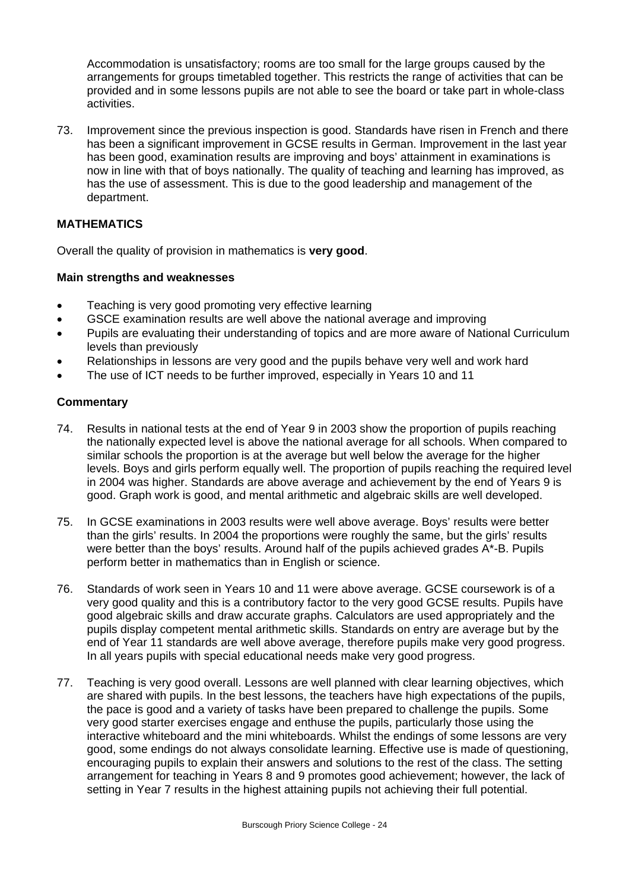Accommodation is unsatisfactory; rooms are too small for the large groups caused by the arrangements for groups timetabled together. This restricts the range of activities that can be provided and in some lessons pupils are not able to see the board or take part in whole-class activities.

73. Improvement since the previous inspection is good. Standards have risen in French and there has been a significant improvement in GCSE results in German. Improvement in the last year has been good, examination results are improving and boys' attainment in examinations is now in line with that of boys nationally. The quality of teaching and learning has improved, as has the use of assessment. This is due to the good leadership and management of the department.

## MATHEMATICS

Overall the quality of provision in mathematics is **very good**.

### Main strengths and weaknesses

- Teaching is very good promoting very effective learning
- GSCE examination results are well above the national average and improving
- Pupils are evaluating their understanding of topics and are more aware of National Curriculum levels than previously
- Relationships in lessons are very good and the pupils behave very well and work hard
- The use of ICT needs to be further improved, especially in Years 10 and 11

### Commentary

74. Results in national tests at the end of Year 9 in 2003 show the proportion of pupils reaching the nationally expected level is above the national average for all schools. When compared to similar schools the proportion is at the average but well below the average for the higher levels. Boys and girls perform equally well. The proportion of pupils reaching the required level in 2004 was higher. Standards are above average and achievement by the end of Years 9 is good. Graph work is good, and mental arithmetic and algebraic skills are well developed.

75. In GCSE examinations in 2003 results were well above average. Boys' results were better than the girls' results. In 2004 the proportions were roughly the same, but the girls' results were better than the boys' results. Around half of the pupils achieved grades A*-B. Pupils perform better in mathematics than in English or science.

76. Standards of work seen in Years 10 and 11 were above average. GCSE coursework is of a very good quality and this is a contributory factor to the very good GCSE results. Pupils have good algebraic skills and draw accurate graphs. Calculators are used appropriately and the pupils display competent mental arithmetic skills. Standards on entry are average but by the end of Year 11 standards are well above average, therefore pupils make very good progress. In all years pupils with special educational needs make very good progress.

77. Teaching is very good overall. Lessons are well planned with clear learning objectives, which are shared with pupils. In the best lessons, the teachers have high expectations of the pupils, the pace is good and a variety of tasks have been prepared to challenge the pupils. Some very good starter exercises engage and enthuse the pupils, particularly those using the interactive whiteboard and the mini whiteboards. Whilst the endings of some lessons are very good, some endings do not always consolidate learning. Effective use is made of questioning, encouraging pupils to explain their answers and solutions to the rest of the class. The setting arrangement for teaching in Years 8 and 9 promotes good achievement; however, the lack of setting in Year 7 results in the highest attaining pupils not achieving their full potential.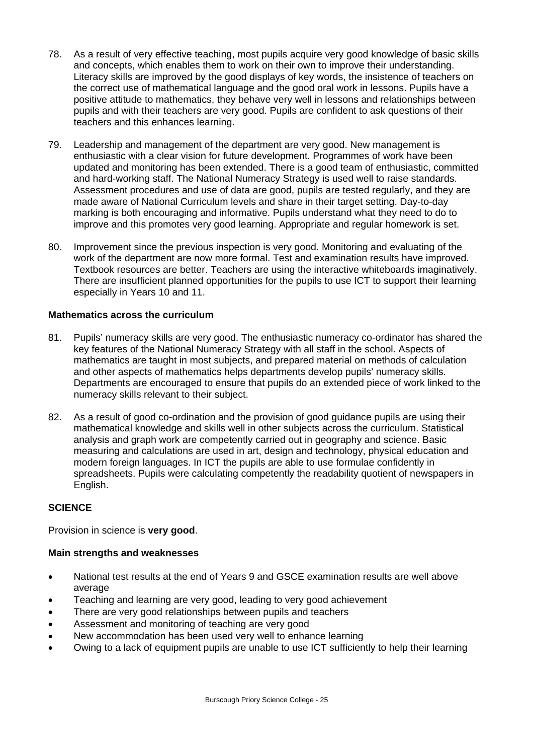78. As a result of very effective teaching, most pupils acquire very good knowledge of basic skills and concepts, which enables them to work on their own to improve their understanding. Literacy skills are improved by the good displays of key words, the insistence of teachers on the correct use of mathematical language and the good oral work in lessons. Pupils have a positive attitude to mathematics, they behave very well in lessons and relationships between pupils and with their teachers are very good. Pupils are confident to ask questions of their teachers and this enhances learning.

79. Leadership and management of the department are very good. New management is enthusiastic with a clear vision for future development. Programmes of work have been updated and monitoring has been extended. There is a good team of enthusiastic, committed and hard-working staff. The National Numeracy Strategy is used well to raise standards. Assessment procedures and use of data are good, pupils are tested regularly, and they are made aware of National Curriculum levels and share in their target setting. Day-to-day marking is both encouraging and informative. Pupils understand what they need to do to improve and this promotes very good learning. Appropriate and regular homework is set.

80. Improvement since the previous inspection is very good. Monitoring and evaluating of the work of the department are now more formal. Test and examination results have improved. Textbook resources are better. Teachers are using the interactive whiteboards imaginatively. There are insufficient planned opportunities for the pupils to use ICT to support their learning especially in Years 10 and 11.

### Mathematics across the curriculum

81. Pupils' numeracy skills are very good. The enthusiastic numeracy co-ordinator has shared the key features of the National Numeracy Strategy with all staff in the school. Aspects of mathematics are taught in most subjects, and prepared material on methods of calculation and other aspects of mathematics helps departments develop pupils' numeracy skills. Departments are encouraged to ensure that pupils do an extended piece of work linked to the numeracy skills relevant to their subject.

82. As a result of good co-ordination and the provision of good guidance pupils are using their mathematical knowledge and skills well in other subjects across the curriculum. Statistical analysis and graph work are competently carried out in geography and science. Basic measuring and calculations are used in art, design and technology, physical education and modern foreign languages. In ICT the pupils are able to use formulae confidently in spreadsheets. Pupils were calculating competently the readability quotient of newspapers in English.

## SCIENCE

Provision in science is **very good**.

### Main strengths and weaknesses

- National test results at the end of Years 9 and GSCE examination results are well above average
- Teaching and learning are very good, leading to very good achievement
- There are very good relationships between pupils and teachers
- Assessment and monitoring of teaching are very good
- New accommodation has been used very well to enhance learning
- Owing to a lack of equipment pupils are unable to use ICT sufficiently to help their learning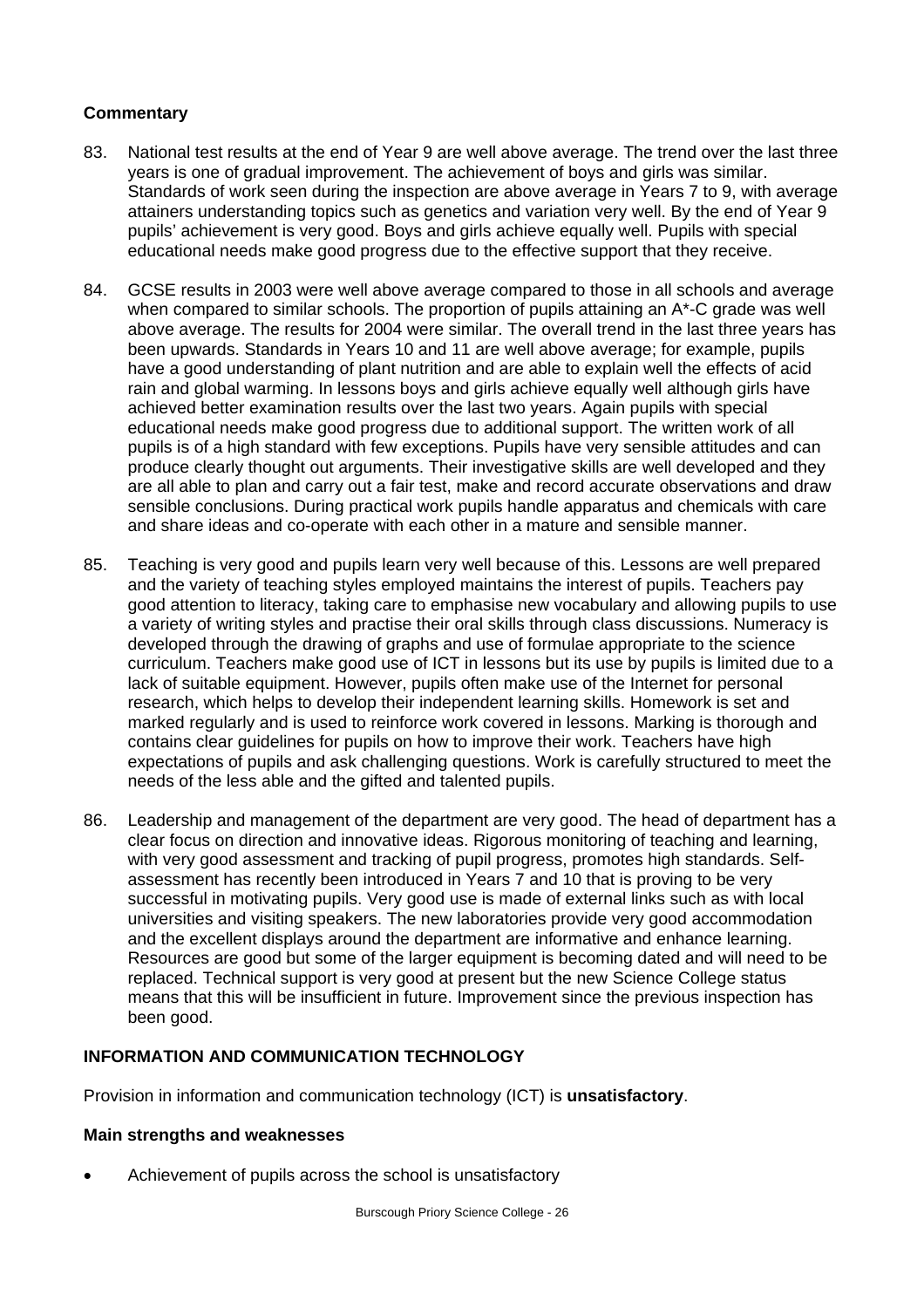**Commentary**

83. National test results at the end of Year 9 are well above average. The trend over the last three years is one of gradual improvement. The achievement of boys and girls was similar. Standards of work seen during the inspection are above average in Years 7 to 9, with average attainers understanding topics such as genetics and variation very well. By the end of Year 9 pupils' achievement is very good. Boys and girls achieve equally well. Pupils with special educational needs make good progress due to the effective support that they receive.

84. GCSE results in 2003 were well above average compared to those in all schools and average when compared to similar schools. The proportion of pupils attaining an A*-C grade was well above average. The results for 2004 were similar. The overall trend in the last three years has been upwards. Standards in Years 10 and 11 are well above average; for example, pupils have a good understanding of plant nutrition and are able to explain well the effects of acid rain and global warming. In lessons boys and girls achieve equally well although girls have achieved better examination results over the last two years. Again pupils with special educational needs make good progress due to additional support. The written work of all pupils is of a high standard with few exceptions. Pupils have very sensible attitudes and can produce clearly thought out arguments. Their investigative skills are well developed and they are all able to plan and carry out a fair test, make and record accurate observations and draw sensible conclusions. During practical work pupils handle apparatus and chemicals with care and share ideas and co-operate with each other in a mature and sensible manner.

85. Teaching is very good and pupils learn very well because of this. Lessons are well prepared and the variety of teaching styles employed maintains the interest of pupils. Teachers pay good attention to literacy, taking care to emphasise new vocabulary and allowing pupils to use a variety of writing styles and practise their oral skills through class discussions. Numeracy is developed through the drawing of graphs and use of formulae appropriate to the science curriculum. Teachers make good use of ICT in lessons but its use by pupils is limited due to a lack of suitable equipment. However, pupils often make use of the Internet for personal research, which helps to develop their independent learning skills. Homework is set and marked regularly and is used to reinforce work covered in lessons. Marking is thorough and contains clear guidelines for pupils on how to improve their work. Teachers have high expectations of pupils and ask challenging questions. Work is carefully structured to meet the needs of the less able and the gifted and talented pupils.

86. Leadership and management of the department are very good. The head of department has a clear focus on direction and innovative ideas. Rigorous monitoring of teaching and learning, with very good assessment and tracking of pupil progress, promotes high standards. Self-assessment has recently been introduced in Years 7 and 10 that is proving to be very successful in motivating pupils. Very good use is made of external links such as with local universities and visiting speakers. The new laboratories provide very good accommodation and the excellent displays around the department are informative and enhance learning. Resources are good but some of the larger equipment is becoming dated and will need to be replaced. Technical support is very good at present but the new Science College status means that this will be insufficient in future. Improvement since the previous inspection has been good.

## INFORMATION AND COMMUNICATION TECHNOLOGY

Provision in information and communication technology (ICT) is **unsatisfactory**.

**Main strengths and weaknesses**

- Achievement of pupils across the school is unsatisfactory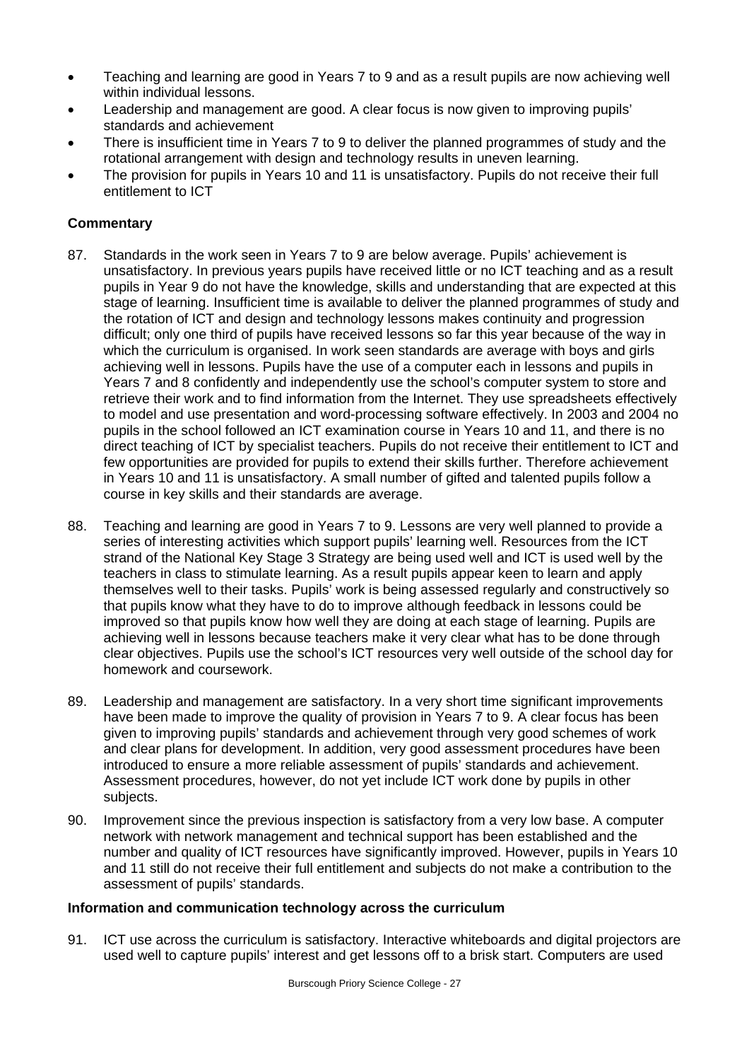- Teaching and learning are good in Years 7 to 9 and as a result pupils are now achieving well within individual lessons.
- Leadership and management are good. A clear focus is now given to improving pupils' standards and achievement
- There is insufficient time in Years 7 to 9 to deliver the planned programmes of study and the rotational arrangement with design and technology results in uneven learning.
- The provision for pupils in Years 10 and 11 is unsatisfactory. Pupils do not receive their full entitlement to ICT

### Commentary

87. Standards in the work seen in Years 7 to 9 are below average. Pupils' achievement is unsatisfactory. In previous years pupils have received little or no ICT teaching and as a result pupils in Year 9 do not have the knowledge, skills and understanding that are expected at this stage of learning. Insufficient time is available to deliver the planned programmes of study and the rotation of ICT and design and technology lessons makes continuity and progression difficult; only one third of pupils have received lessons so far this year because of the way in which the curriculum is organised. In work seen standards are average with boys and girls achieving well in lessons. Pupils have the use of a computer each in lessons and pupils in Years 7 and 8 confidently and independently use the school's computer system to store and retrieve their work and to find information from the Internet. They use spreadsheets effectively to model and use presentation and word-processing software effectively. In 2003 and 2004 no pupils in the school followed an ICT examination course in Years 10 and 11, and there is no direct teaching of ICT by specialist teachers. Pupils do not receive their entitlement to ICT and few opportunities are provided for pupils to extend their skills further. Therefore achievement in Years 10 and 11 is unsatisfactory. A small number of gifted and talented pupils follow a course in key skills and their standards are average.

88. Teaching and learning are good in Years 7 to 9. Lessons are very well planned to provide a series of interesting activities which support pupils' learning well. Resources from the ICT strand of the National Key Stage 3 Strategy are being used well and ICT is used well by the teachers in class to stimulate learning. As a result pupils appear keen to learn and apply themselves well to their tasks. Pupils' work is being assessed regularly and constructively so that pupils know what they have to do to improve although feedback in lessons could be improved so that pupils know how well they are doing at each stage of learning. Pupils are achieving well in lessons because teachers make it very clear what has to be done through clear objectives. Pupils use the school's ICT resources very well outside of the school day for homework and coursework.

89. Leadership and management are satisfactory. In a very short time significant improvements have been made to improve the quality of provision in Years 7 to 9. A clear focus has been given to improving pupils' standards and achievement through very good schemes of work and clear plans for development. In addition, very good assessment procedures have been introduced to ensure a more reliable assessment of pupils' standards and achievement. Assessment procedures, however, do not yet include ICT work done by pupils in other subjects.

90. Improvement since the previous inspection is satisfactory from a very low base. A computer network with network management and technical support has been established and the number and quality of ICT resources have significantly improved. However, pupils in Years 10 and 11 still do not receive their full entitlement and subjects do not make a contribution to the assessment of pupils' standards.

### Information and communication technology across the curriculum

91. ICT use across the curriculum is satisfactory. Interactive whiteboards and digital projectors are used well to capture pupils' interest and get lessons off to a brisk start. Computers are used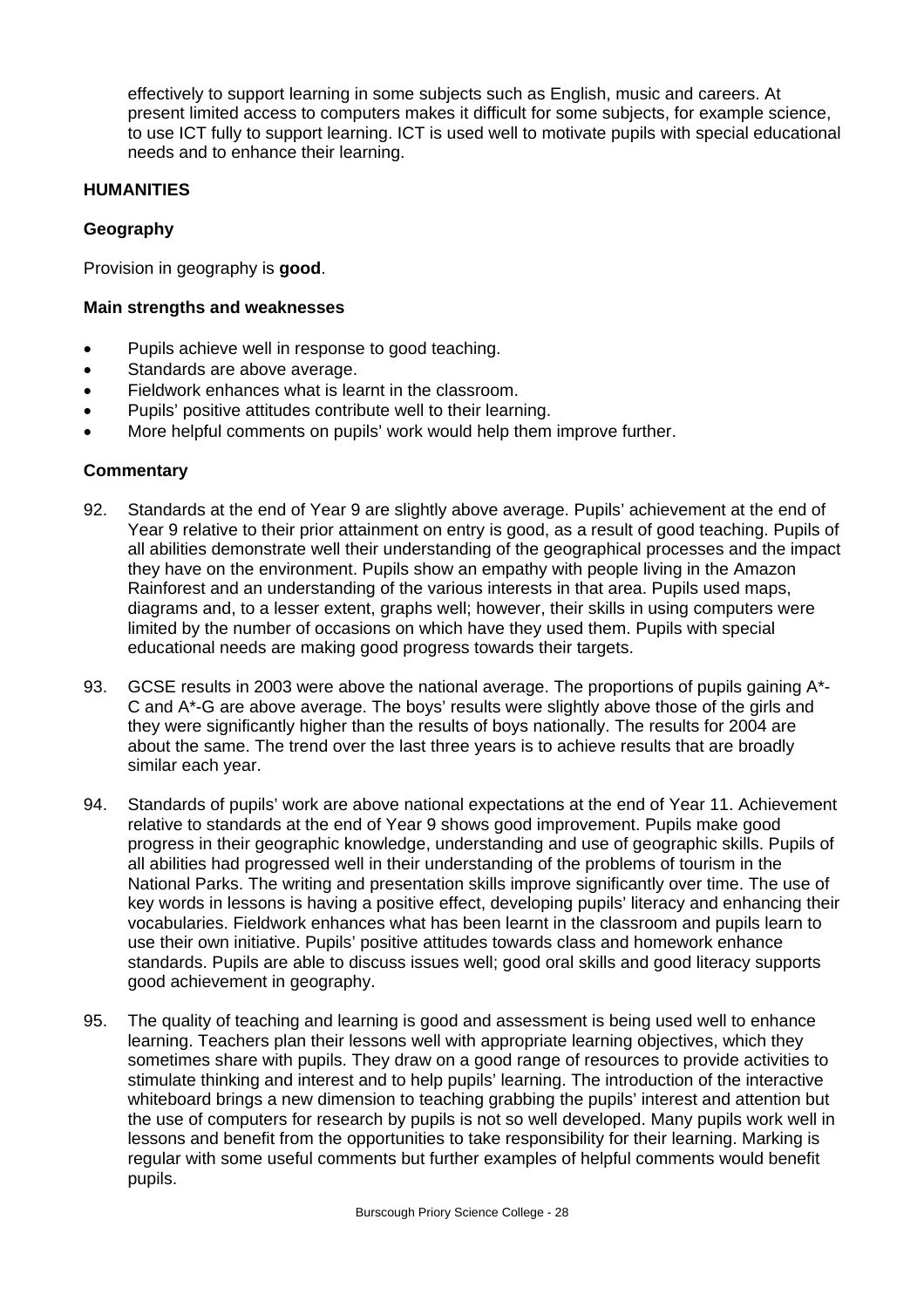effectively to support learning in some subjects such as English, music and careers. At present limited access to computers makes it difficult for some subjects, for example science, to use ICT fully to support learning. ICT is used well to motivate pupils with special educational needs and to enhance their learning.

## HUMANITIES

### Geography

Provision in geography is **good**.

#### Main strengths and weaknesses

- Pupils achieve well in response to good teaching.
- Standards are above average.
- Fieldwork enhances what is learnt in the classroom.
- Pupils' positive attitudes contribute well to their learning.
- More helpful comments on pupils' work would help them improve further.

#### Commentary

92. Standards at the end of Year 9 are slightly above average. Pupils' achievement at the end of Year 9 relative to their prior attainment on entry is good, as a result of good teaching. Pupils of all abilities demonstrate well their understanding of the geographical processes and the impact they have on the environment. Pupils show an empathy with people living in the Amazon Rainforest and an understanding of the various interests in that area. Pupils used maps, diagrams and, to a lesser extent, graphs well; however, their skills in using computers were limited by the number of occasions on which have they used them. Pupils with special educational needs are making good progress towards their targets.

93. GCSE results in 2003 were above the national average. The proportions of pupils gaining A*-C and A*-G are above average. The boys' results were slightly above those of the girls and they were significantly higher than the results of boys nationally. The results for 2004 are about the same. The trend over the last three years is to achieve results that are broadly similar each year.

94. Standards of pupils' work are above national expectations at the end of Year 11. Achievement relative to standards at the end of Year 9 shows good improvement. Pupils make good progress in their geographic knowledge, understanding and use of geographic skills. Pupils of all abilities had progressed well in their understanding of the problems of tourism in the National Parks. The writing and presentation skills improve significantly over time. The use of key words in lessons is having a positive effect, developing pupils' literacy and enhancing their vocabularies. Fieldwork enhances what has been learnt in the classroom and pupils learn to use their own initiative. Pupils' positive attitudes towards class and homework enhance standards. Pupils are able to discuss issues well; good oral skills and good literacy supports good achievement in geography.

95. The quality of teaching and learning is good and assessment is being used well to enhance learning. Teachers plan their lessons well with appropriate learning objectives, which they sometimes share with pupils. They draw on a good range of resources to provide activities to stimulate thinking and interest and to help pupils' learning. The introduction of the interactive whiteboard brings a new dimension to teaching grabbing the pupils' interest and attention but the use of computers for research by pupils is not so well developed. Many pupils work well in lessons and benefit from the opportunities to take responsibility for their learning. Marking is regular with some useful comments but further examples of helpful comments would benefit pupils.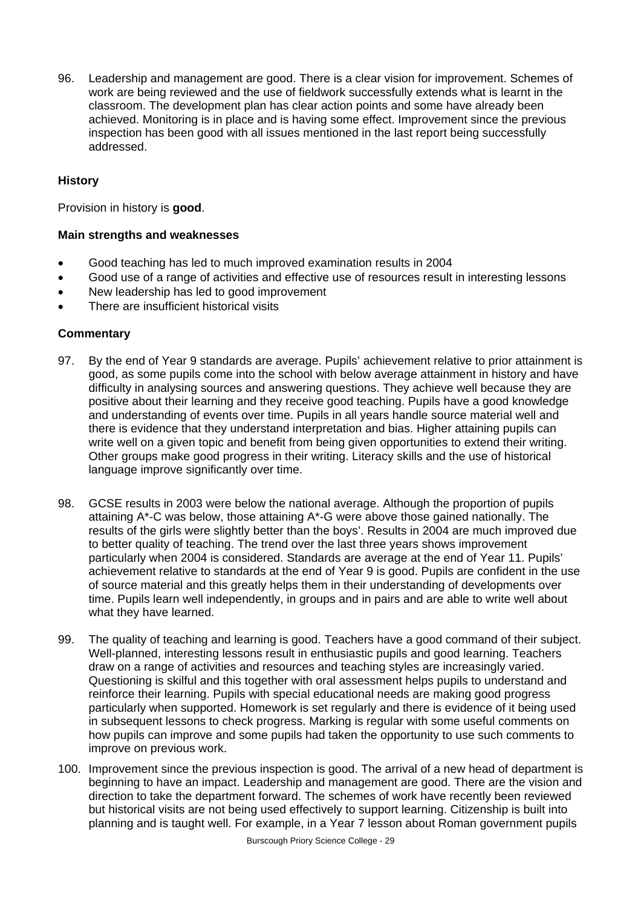96. Leadership and management are good. There is a clear vision for improvement. Schemes of work are being reviewed and the use of fieldwork successfully extends what is learnt in the classroom. The development plan has clear action points and some have already been achieved. Monitoring is in place and is having some effect. Improvement since the previous inspection has been good with all issues mentioned in the last report being successfully addressed.

### History

Provision in history is **good**.

#### Main strengths and weaknesses

- Good teaching has led to much improved examination results in 2004
- Good use of a range of activities and effective use of resources result in interesting lessons
- New leadership has led to good improvement
- There are insufficient historical visits

#### Commentary

97. By the end of Year 9 standards are average. Pupils' achievement relative to prior attainment is good, as some pupils come into the school with below average attainment in history and have difficulty in analysing sources and answering questions. They achieve well because they are positive about their learning and they receive good teaching. Pupils have a good knowledge and understanding of events over time. Pupils in all years handle source material well and there is evidence that they understand interpretation and bias. Higher attaining pupils can write well on a given topic and benefit from being given opportunities to extend their writing. Other groups make good progress in their writing. Literacy skills and the use of historical language improve significantly over time.

98. GCSE results in 2003 were below the national average. Although the proportion of pupils attaining A*-C was below, those attaining A*-G were above those gained nationally. The results of the girls were slightly better than the boys'. Results in 2004 are much improved due to better quality of teaching. The trend over the last three years shows improvement particularly when 2004 is considered. Standards are average at the end of Year 11. Pupils' achievement relative to standards at the end of Year 9 is good. Pupils are confident in the use of source material and this greatly helps them in their understanding of developments over time. Pupils learn well independently, in groups and in pairs and are able to write well about what they have learned.

99. The quality of teaching and learning is good. Teachers have a good command of their subject. Well-planned, interesting lessons result in enthusiastic pupils and good learning. Teachers draw on a range of activities and resources and teaching styles are increasingly varied. Questioning is skilful and this together with oral assessment helps pupils to understand and reinforce their learning. Pupils with special educational needs are making good progress particularly when supported. Homework is set regularly and there is evidence of it being used in subsequent lessons to check progress. Marking is regular with some useful comments on how pupils can improve and some pupils had taken the opportunity to use such comments to improve on previous work.

100. Improvement since the previous inspection is good. The arrival of a new head of department is beginning to have an impact. Leadership and management are good. There are the vision and direction to take the department forward. The schemes of work have recently been reviewed but historical visits are not being used effectively to support learning. Citizenship is built into planning and is taught well. For example, in a Year 7 lesson about Roman government pupils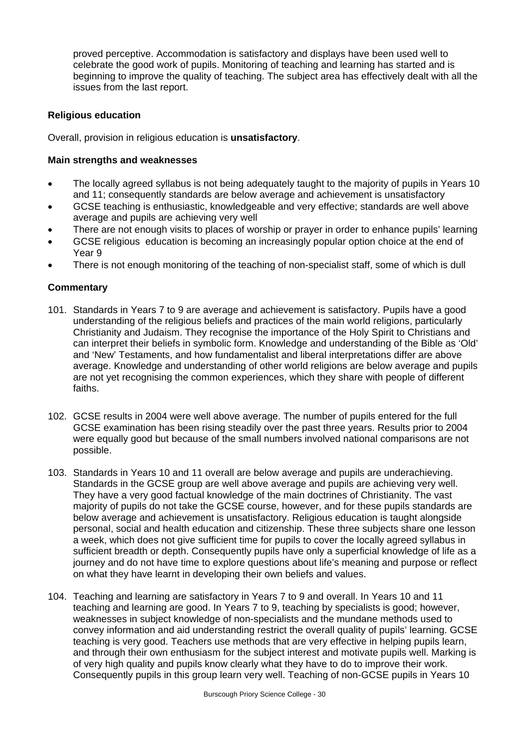proved perceptive. Accommodation is satisfactory and displays have been used well to celebrate the good work of pupils. Monitoring of teaching and learning has started and is beginning to improve the quality of teaching. The subject area has effectively dealt with all the issues from the last report.

### Religious education

Overall, provision in religious education is **unsatisfactory**.

#### Main strengths and weaknesses

- The locally agreed syllabus is not being adequately taught to the majority of pupils in Years 10 and 11; consequently standards are below average and achievement is unsatisfactory
- GCSE teaching is enthusiastic, knowledgeable and very effective; standards are well above average and pupils are achieving very well
- There are not enough visits to places of worship or prayer in order to enhance pupils' learning
- GCSE religious education is becoming an increasingly popular option choice at the end of Year 9
- There is not enough monitoring of the teaching of non-specialist staff, some of which is dull

#### Commentary

101. Standards in Years 7 to 9 are average and achievement is satisfactory. Pupils have a good understanding of the religious beliefs and practices of the main world religions, particularly Christianity and Judaism. They recognise the importance of the Holy Spirit to Christians and can interpret their beliefs in symbolic form. Knowledge and understanding of the Bible as 'Old' and 'New' Testaments, and how fundamentalist and liberal interpretations differ are above average. Knowledge and understanding of other world religions are below average and pupils are not yet recognising the common experiences, which they share with people of different faiths.

102. GCSE results in 2004 were well above average. The number of pupils entered for the full GCSE examination has been rising steadily over the past three years. Results prior to 2004 were equally good but because of the small numbers involved national comparisons are not possible.

103. Standards in Years 10 and 11 overall are below average and pupils are underachieving. Standards in the GCSE group are well above average and pupils are achieving very well. They have a very good factual knowledge of the main doctrines of Christianity. The vast majority of pupils do not take the GCSE course, however, and for these pupils standards are below average and achievement is unsatisfactory. Religious education is taught alongside personal, social and health education and citizenship. These three subjects share one lesson a week, which does not give sufficient time for pupils to cover the locally agreed syllabus in sufficient breadth or depth. Consequently pupils have only a superficial knowledge of life as a journey and do not have time to explore questions about life's meaning and purpose or reflect on what they have learnt in developing their own beliefs and values.

104. Teaching and learning are satisfactory in Years 7 to 9 and overall. In Years 10 and 11 teaching and learning are good. In Years 7 to 9, teaching by specialists is good; however, weaknesses in subject knowledge of non-specialists and the mundane methods used to convey information and aid understanding restrict the overall quality of pupils' learning. GCSE teaching is very good. Teachers use methods that are very effective in helping pupils learn, and through their own enthusiasm for the subject interest and motivate pupils well. Marking is of very high quality and pupils know clearly what they have to do to improve their work. Consequently pupils in this group learn very well. Teaching of non-GCSE pupils in Years 10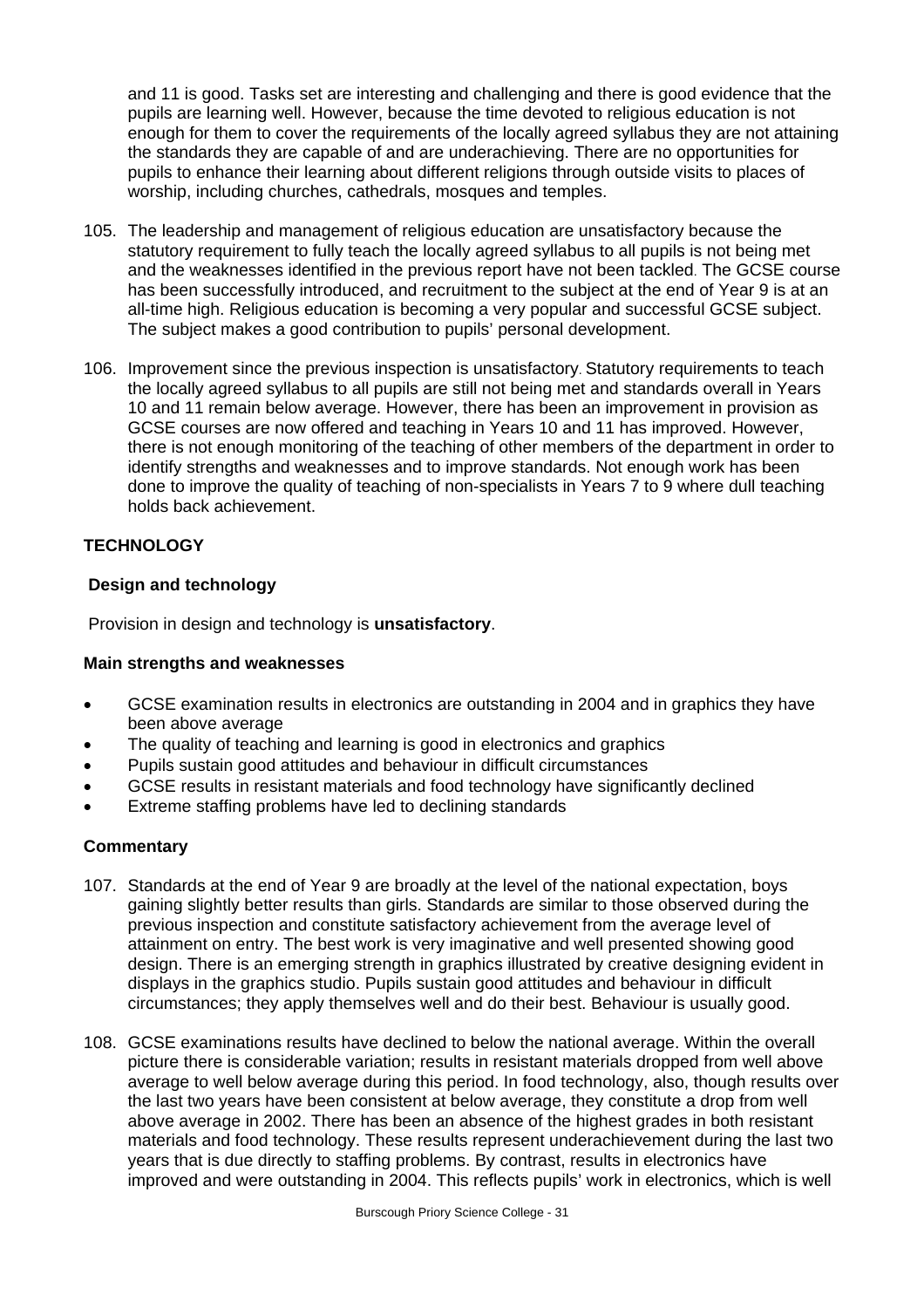and 11 is good. Tasks set are interesting and challenging and there is good evidence that the pupils are learning well. However, because the time devoted to religious education is not enough for them to cover the requirements of the locally agreed syllabus they are not attaining the standards they are capable of and are underachieving. There are no opportunities for pupils to enhance their learning about different religions through outside visits to places of worship, including churches, cathedrals, mosques and temples.

105. The leadership and management of religious education are unsatisfactory because the statutory requirement to fully teach the locally agreed syllabus to all pupils is not being met and the weaknesses identified in the previous report have not been tackled. The GCSE course has been successfully introduced, and recruitment to the subject at the end of Year 9 is at an all-time high. Religious education is becoming a very popular and successful GCSE subject. The subject makes a good contribution to pupils' personal development.

106. Improvement since the previous inspection is unsatisfactory. Statutory requirements to teach the locally agreed syllabus to all pupils are still not being met and standards overall in Years 10 and 11 remain below average. However, there has been an improvement in provision as GCSE courses are now offered and teaching in Years 10 and 11 has improved. However, there is not enough monitoring of the teaching of other members of the department in order to identify strengths and weaknesses and to improve standards. Not enough work has been done to improve the quality of teaching of non-specialists in Years 7 to 9 where dull teaching holds back achievement.

## TECHNOLOGY

### Design and technology

Provision in design and technology is **unsatisfactory**.

#### Main strengths and weaknesses

- GCSE examination results in electronics are outstanding in 2004 and in graphics they have been above average
- The quality of teaching and learning is good in electronics and graphics
- Pupils sustain good attitudes and behaviour in difficult circumstances
- GCSE results in resistant materials and food technology have significantly declined
- Extreme staffing problems have led to declining standards

#### Commentary

107. Standards at the end of Year 9 are broadly at the level of the national expectation, boys gaining slightly better results than girls. Standards are similar to those observed during the previous inspection and constitute satisfactory achievement from the average level of attainment on entry. The best work is very imaginative and well presented showing good design. There is an emerging strength in graphics illustrated by creative designing evident in displays in the graphics studio. Pupils sustain good attitudes and behaviour in difficult circumstances; they apply themselves well and do their best. Behaviour is usually good.

108. GCSE examinations results have declined to below the national average. Within the overall picture there is considerable variation; results in resistant materials dropped from well above average to well below average during this period. In food technology, also, though results over the last two years have been consistent at below average, they constitute a drop from well above average in 2002. There has been an absence of the highest grades in both resistant materials and food technology. These results represent underachievement during the last two years that is due directly to staffing problems. By contrast, results in electronics have improved and were outstanding in 2004. This reflects pupils' work in electronics, which is well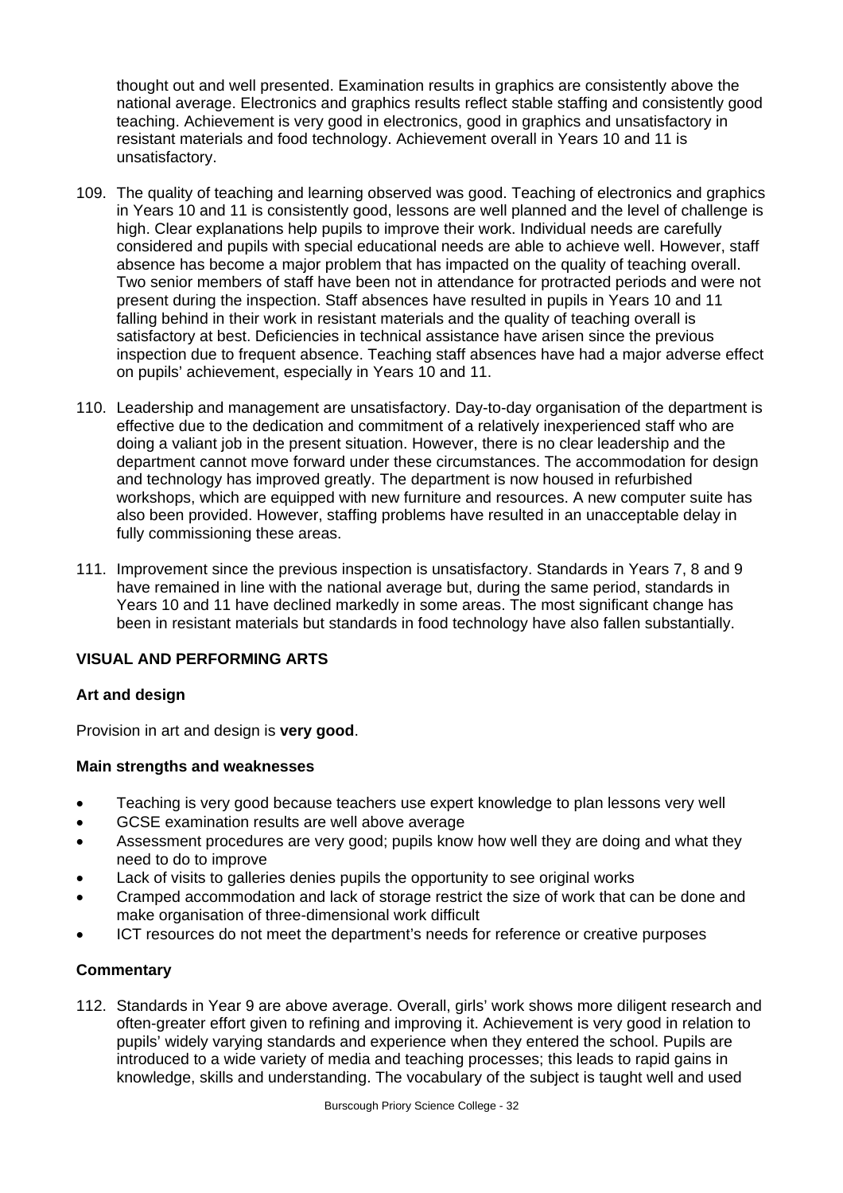thought out and well presented. Examination results in graphics are consistently above the national average. Electronics and graphics results reflect stable staffing and consistently good teaching. Achievement is very good in electronics, good in graphics and unsatisfactory in resistant materials and food technology. Achievement overall in Years 10 and 11 is unsatisfactory.

109. The quality of teaching and learning observed was good. Teaching of electronics and graphics in Years 10 and 11 is consistently good, lessons are well planned and the level of challenge is high. Clear explanations help pupils to improve their work. Individual needs are carefully considered and pupils with special educational needs are able to achieve well. However, staff absence has become a major problem that has impacted on the quality of teaching overall. Two senior members of staff have been not in attendance for protracted periods and were not present during the inspection. Staff absences have resulted in pupils in Years 10 and 11 falling behind in their work in resistant materials and the quality of teaching overall is satisfactory at best. Deficiencies in technical assistance have arisen since the previous inspection due to frequent absence. Teaching staff absences have had a major adverse effect on pupils' achievement, especially in Years 10 and 11.

110. Leadership and management are unsatisfactory. Day-to-day organisation of the department is effective due to the dedication and commitment of a relatively inexperienced staff who are doing a valiant job in the present situation. However, there is no clear leadership and the department cannot move forward under these circumstances. The accommodation for design and technology has improved greatly. The department is now housed in refurbished workshops, which are equipped with new furniture and resources. A new computer suite has also been provided. However, staffing problems have resulted in an unacceptable delay in fully commissioning these areas.

111. Improvement since the previous inspection is unsatisfactory. Standards in Years 7, 8 and 9 have remained in line with the national average but, during the same period, standards in Years 10 and 11 have declined markedly in some areas. The most significant change has been in resistant materials but standards in food technology have also fallen substantially.

## VISUAL AND PERFORMING ARTS

### Art and design

Provision in art and design is **very good**.

#### Main strengths and weaknesses

- Teaching is very good because teachers use expert knowledge to plan lessons very well
- GCSE examination results are well above average
- Assessment procedures are very good; pupils know how well they are doing and what they need to do to improve
- Lack of visits to galleries denies pupils the opportunity to see original works
- Cramped accommodation and lack of storage restrict the size of work that can be done and make organisation of three-dimensional work difficult
- ICT resources do not meet the department's needs for reference or creative purposes

#### Commentary

112. Standards in Year 9 are above average. Overall, girls' work shows more diligent research and often-greater effort given to refining and improving it. Achievement is very good in relation to pupils' widely varying standards and experience when they entered the school. Pupils are introduced to a wide variety of media and teaching processes; this leads to rapid gains in knowledge, skills and understanding. The vocabulary of the subject is taught well and used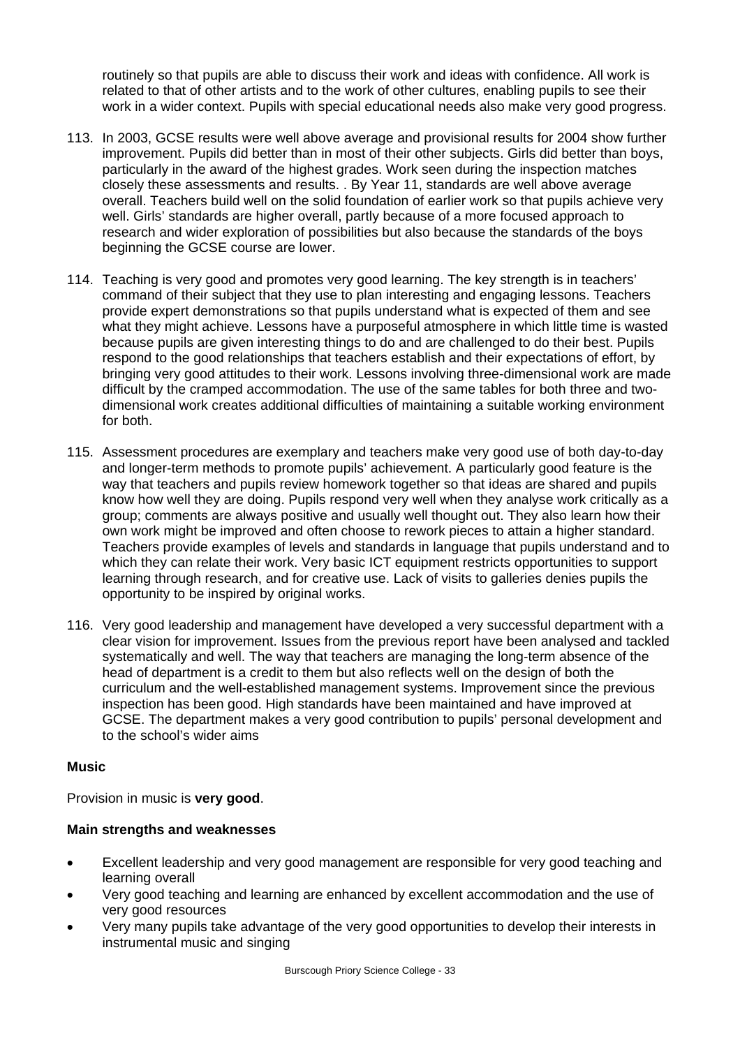routinely so that pupils are able to discuss their work and ideas with confidence. All work is related to that of other artists and to the work of other cultures, enabling pupils to see their work in a wider context. Pupils with special educational needs also make very good progress.

113. In 2003, GCSE results were well above average and provisional results for 2004 show further improvement. Pupils did better than in most of their other subjects. Girls did better than boys, particularly in the award of the highest grades. Work seen during the inspection matches closely these assessments and results. . By Year 11, standards are well above average overall. Teachers build well on the solid foundation of earlier work so that pupils achieve very well. Girls' standards are higher overall, partly because of a more focused approach to research and wider exploration of possibilities but also because the standards of the boys beginning the GCSE course are lower.

114. Teaching is very good and promotes very good learning. The key strength is in teachers' command of their subject that they use to plan interesting and engaging lessons. Teachers provide expert demonstrations so that pupils understand what is expected of them and see what they might achieve. Lessons have a purposeful atmosphere in which little time is wasted because pupils are given interesting things to do and are challenged to do their best. Pupils respond to the good relationships that teachers establish and their expectations of effort, by bringing very good attitudes to their work. Lessons involving three-dimensional work are made difficult by the cramped accommodation. The use of the same tables for both three and two-dimensional work creates additional difficulties of maintaining a suitable working environment for both.

115. Assessment procedures are exemplary and teachers make very good use of both day-to-day and longer-term methods to promote pupils' achievement. A particularly good feature is the way that teachers and pupils review homework together so that ideas are shared and pupils know how well they are doing. Pupils respond very well when they analyse work critically as a group; comments are always positive and usually well thought out. They also learn how their own work might be improved and often choose to rework pieces to attain a higher standard. Teachers provide examples of levels and standards in language that pupils understand and to which they can relate their work. Very basic ICT equipment restricts opportunities to support learning through research, and for creative use. Lack of visits to galleries denies pupils the opportunity to be inspired by original works.

116. Very good leadership and management have developed a very successful department with a clear vision for improvement. Issues from the previous report have been analysed and tackled systematically and well. The way that teachers are managing the long-term absence of the head of department is a credit to them but also reflects well on the design of both the curriculum and the well-established management systems. Improvement since the previous inspection has been good. High standards have been maintained and have improved at GCSE. The department makes a very good contribution to pupils' personal development and to the school's wider aims

**Music**

Provision in music is **very good**.

**Main strengths and weaknesses**

- Excellent leadership and very good management are responsible for very good teaching and learning overall
- Very good teaching and learning are enhanced by excellent accommodation and the use of very good resources
- Very many pupils take advantage of the very good opportunities to develop their interests in instrumental music and singing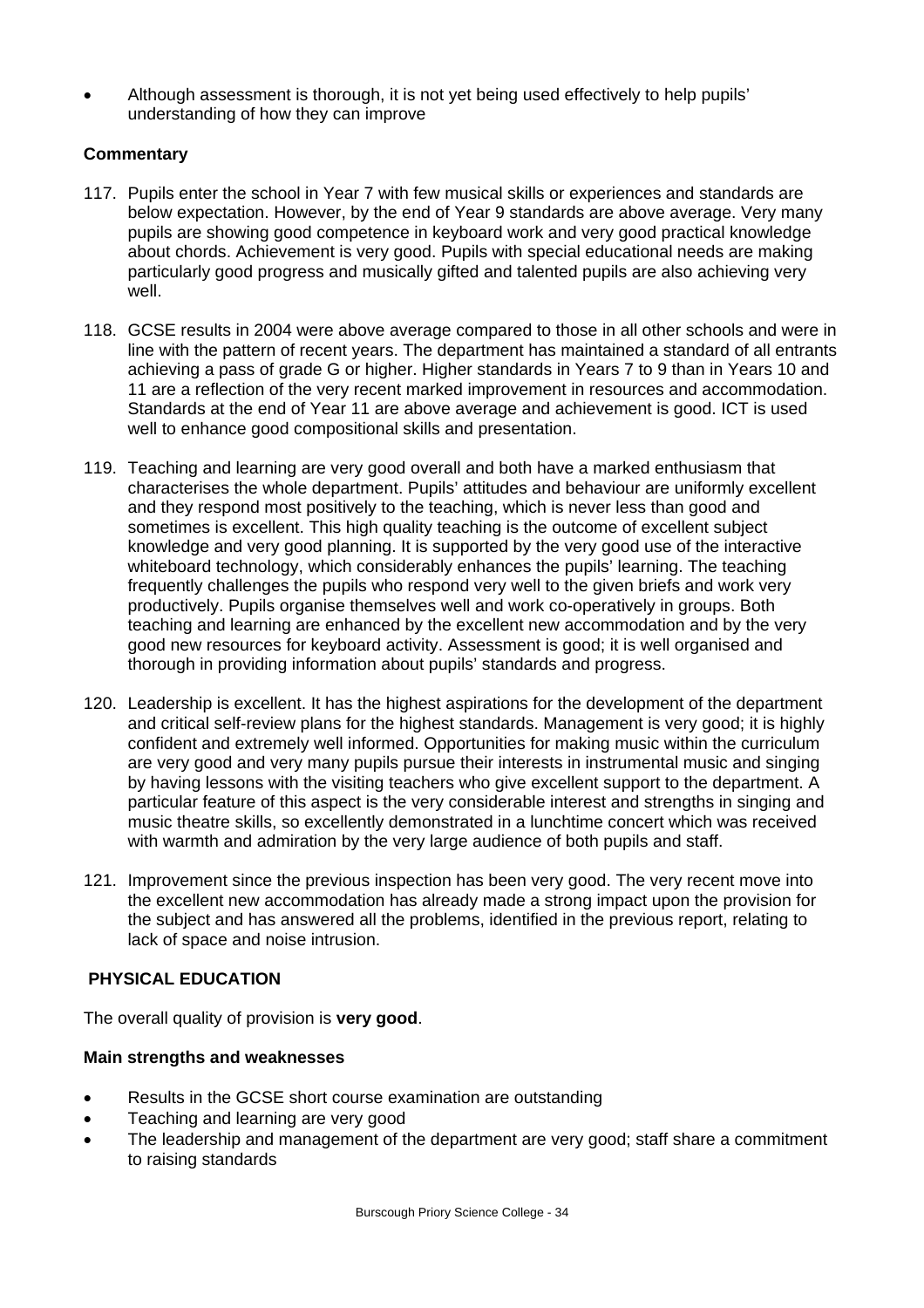- Although assessment is thorough, it is not yet being used effectively to help pupils' understanding of how they can improve

**Commentary**

117. Pupils enter the school in Year 7 with few musical skills or experiences and standards are below expectation. However, by the end of Year 9 standards are above average. Very many pupils are showing good competence in keyboard work and very good practical knowledge about chords. Achievement is very good. Pupils with special educational needs are making particularly good progress and musically gifted and talented pupils are also achieving very well.

118. GCSE results in 2004 were above average compared to those in all other schools and were in line with the pattern of recent years. The department has maintained a standard of all entrants achieving a pass of grade G or higher. Higher standards in Years 7 to 9 than in Years 10 and 11 are a reflection of the very recent marked improvement in resources and accommodation. Standards at the end of Year 11 are above average and achievement is good. ICT is used well to enhance good compositional skills and presentation.

119. Teaching and learning are very good overall and both have a marked enthusiasm that characterises the whole department. Pupils' attitudes and behaviour are uniformly excellent and they respond most positively to the teaching, which is never less than good and sometimes is excellent. This high quality teaching is the outcome of excellent subject knowledge and very good planning. It is supported by the very good use of the interactive whiteboard technology, which considerably enhances the pupils' learning. The teaching frequently challenges the pupils who respond very well to the given briefs and work very productively. Pupils organise themselves well and work co-operatively in groups. Both teaching and learning are enhanced by the excellent new accommodation and by the very good new resources for keyboard activity. Assessment is good; it is well organised and thorough in providing information about pupils' standards and progress.

120. Leadership is excellent. It has the highest aspirations for the development of the department and critical self-review plans for the highest standards. Management is very good; it is highly confident and extremely well informed. Opportunities for making music within the curriculum are very good and very many pupils pursue their interests in instrumental music and singing by having lessons with the visiting teachers who give excellent support to the department. A particular feature of this aspect is the very considerable interest and strengths in singing and music theatre skills, so excellently demonstrated in a lunchtime concert which was received with warmth and admiration by the very large audience of both pupils and staff.

121. Improvement since the previous inspection has been very good. The very recent move into the excellent new accommodation has already made a strong impact upon the provision for the subject and has answered all the problems, identified in the previous report, relating to lack of space and noise intrusion.

## PHYSICAL EDUCATION

The overall quality of provision is **very good**.

**Main strengths and weaknesses**

- Results in the GCSE short course examination are outstanding
- Teaching and learning are very good
- The leadership and management of the department are very good; staff share a commitment to raising standards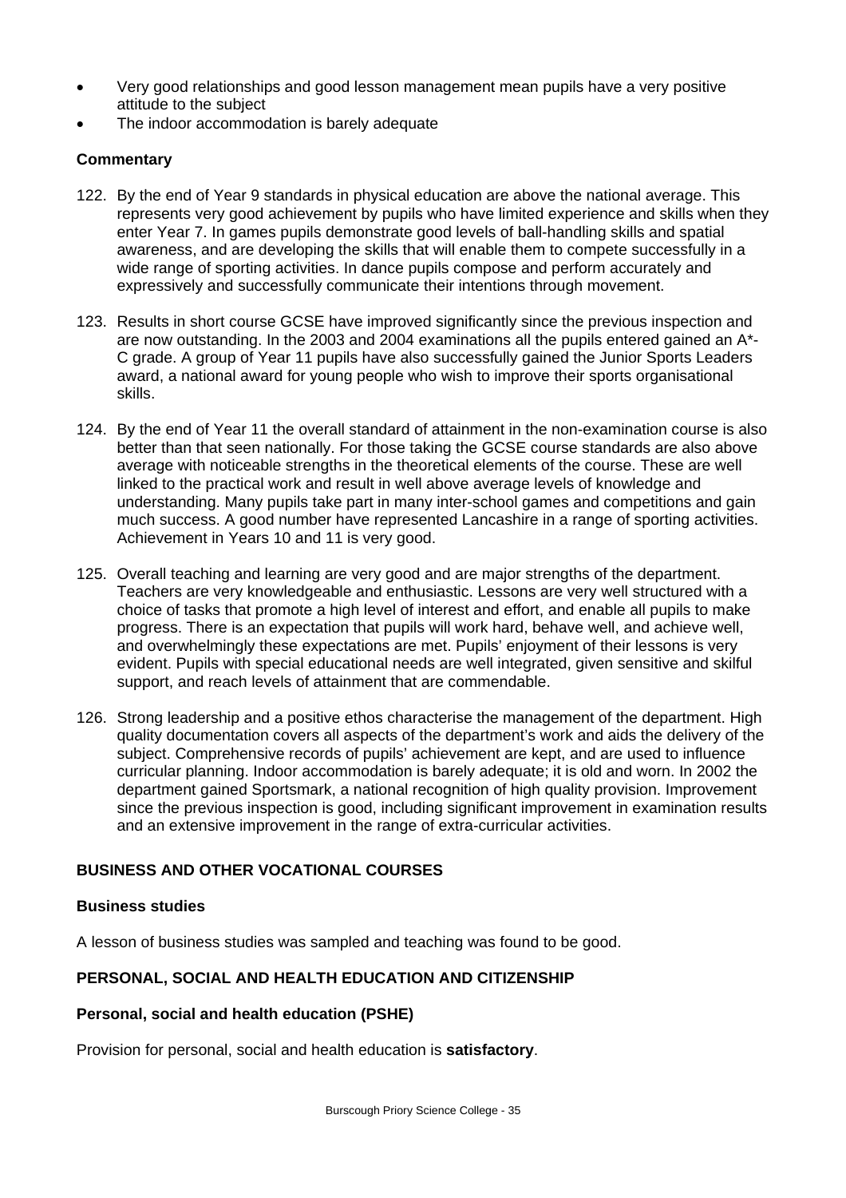- Very good relationships and good lesson management mean pupils have a very positive attitude to the subject
- The indoor accommodation is barely adequate

### Commentary

122. By the end of Year 9 standards in physical education are above the national average. This represents very good achievement by pupils who have limited experience and skills when they enter Year 7. In games pupils demonstrate good levels of ball-handling skills and spatial awareness, and are developing the skills that will enable them to compete successfully in a wide range of sporting activities. In dance pupils compose and perform accurately and expressively and successfully communicate their intentions through movement.

123. Results in short course GCSE have improved significantly since the previous inspection and are now outstanding. In the 2003 and 2004 examinations all the pupils entered gained an A*-C grade. A group of Year 11 pupils have also successfully gained the Junior Sports Leaders award, a national award for young people who wish to improve their sports organisational skills.

124. By the end of Year 11 the overall standard of attainment in the non-examination course is also better than that seen nationally. For those taking the GCSE course standards are also above average with noticeable strengths in the theoretical elements of the course. These are well linked to the practical work and result in well above average levels of knowledge and understanding. Many pupils take part in many inter-school games and competitions and gain much success. A good number have represented Lancashire in a range of sporting activities. Achievement in Years 10 and 11 is very good.

125. Overall teaching and learning are very good and are major strengths of the department. Teachers are very knowledgeable and enthusiastic. Lessons are very well structured with a choice of tasks that promote a high level of interest and effort, and enable all pupils to make progress. There is an expectation that pupils will work hard, behave well, and achieve well, and overwhelmingly these expectations are met. Pupils' enjoyment of their lessons is very evident. Pupils with special educational needs are well integrated, given sensitive and skilful support, and reach levels of attainment that are commendable.

126. Strong leadership and a positive ethos characterise the management of the department. High quality documentation covers all aspects of the department's work and aids the delivery of the subject. Comprehensive records of pupils' achievement are kept, and are used to influence curricular planning. Indoor accommodation is barely adequate; it is old and worn. In 2002 the department gained Sportsmark, a national recognition of high quality provision. Improvement since the previous inspection is good, including significant improvement in examination results and an extensive improvement in the range of extra-curricular activities.

## BUSINESS AND OTHER VOCATIONAL COURSES

### Business studies

A lesson of business studies was sampled and teaching was found to be good.

## PERSONAL, SOCIAL AND HEALTH EDUCATION AND CITIZENSHIP

### Personal, social and health education (PSHE)

Provision for personal, social and health education is **satisfactory**.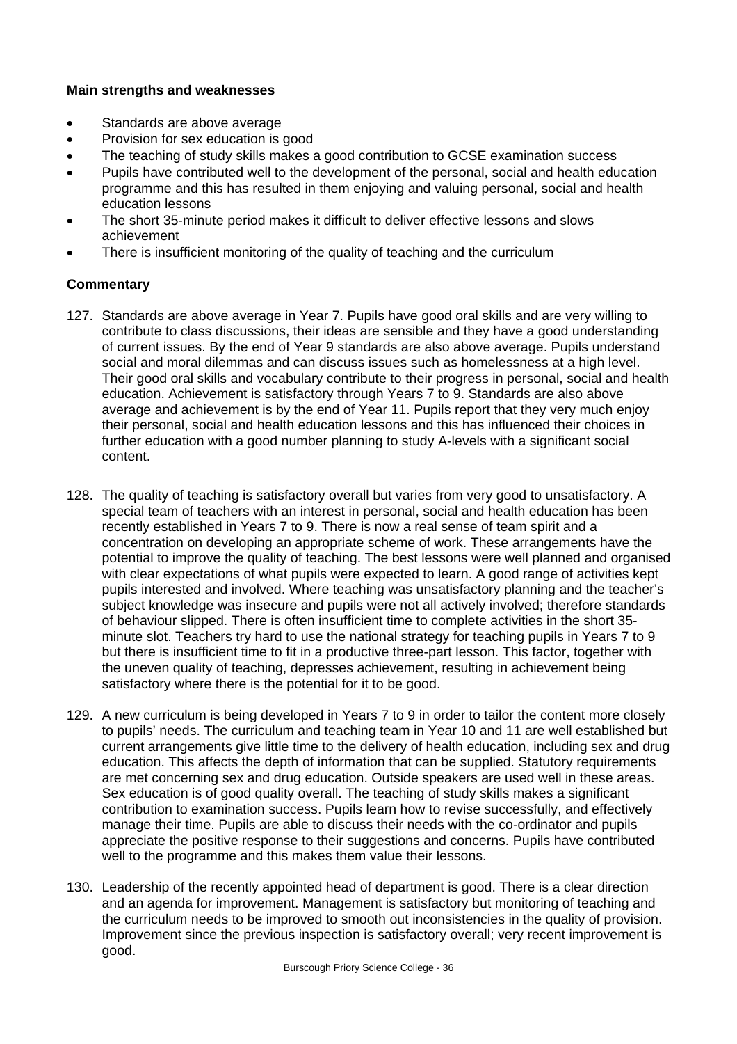**Main strengths and weaknesses**

- Standards are above average
- Provision for sex education is good
- The teaching of study skills makes a good contribution to GCSE examination success
- Pupils have contributed well to the development of the personal, social and health education programme and this has resulted in them enjoying and valuing personal, social and health education lessons
- The short 35-minute period makes it difficult to deliver effective lessons and slows achievement
- There is insufficient monitoring of the quality of teaching and the curriculum

**Commentary**

127. Standards are above average in Year 7. Pupils have good oral skills and are very willing to contribute to class discussions, their ideas are sensible and they have a good understanding of current issues. By the end of Year 9 standards are also above average. Pupils understand social and moral dilemmas and can discuss issues such as homelessness at a high level. Their good oral skills and vocabulary contribute to their progress in personal, social and health education. Achievement is satisfactory through Years 7 to 9. Standards are also above average and achievement is by the end of Year 11. Pupils report that they very much enjoy their personal, social and health education lessons and this has influenced their choices in further education with a good number planning to study A-levels with a significant social content.

128. The quality of teaching is satisfactory overall but varies from very good to unsatisfactory. A special team of teachers with an interest in personal, social and health education has been recently established in Years 7 to 9. There is now a real sense of team spirit and a concentration on developing an appropriate scheme of work. These arrangements have the potential to improve the quality of teaching. The best lessons were well planned and organised with clear expectations of what pupils were expected to learn. A good range of activities kept pupils interested and involved. Where teaching was unsatisfactory planning and the teacher's subject knowledge was insecure and pupils were not all actively involved; therefore standards of behaviour slipped. There is often insufficient time to complete activities in the short 35-minute slot. Teachers try hard to use the national strategy for teaching pupils in Years 7 to 9 but there is insufficient time to fit in a productive three-part lesson. This factor, together with the uneven quality of teaching, depresses achievement, resulting in achievement being satisfactory where there is the potential for it to be good.

129. A new curriculum is being developed in Years 7 to 9 in order to tailor the content more closely to pupils' needs. The curriculum and teaching team in Year 10 and 11 are well established but current arrangements give little time to the delivery of health education, including sex and drug education. This affects the depth of information that can be supplied. Statutory requirements are met concerning sex and drug education. Outside speakers are used well in these areas. Sex education is of good quality overall. The teaching of study skills makes a significant contribution to examination success. Pupils learn how to revise successfully, and effectively manage their time. Pupils are able to discuss their needs with the co-ordinator and pupils appreciate the positive response to their suggestions and concerns. Pupils have contributed well to the programme and this makes them value their lessons.

130. Leadership of the recently appointed head of department is good. There is a clear direction and an agenda for improvement. Management is satisfactory but monitoring of teaching and the curriculum needs to be improved to smooth out inconsistencies in the quality of provision. Improvement since the previous inspection is satisfactory overall; very recent improvement is good.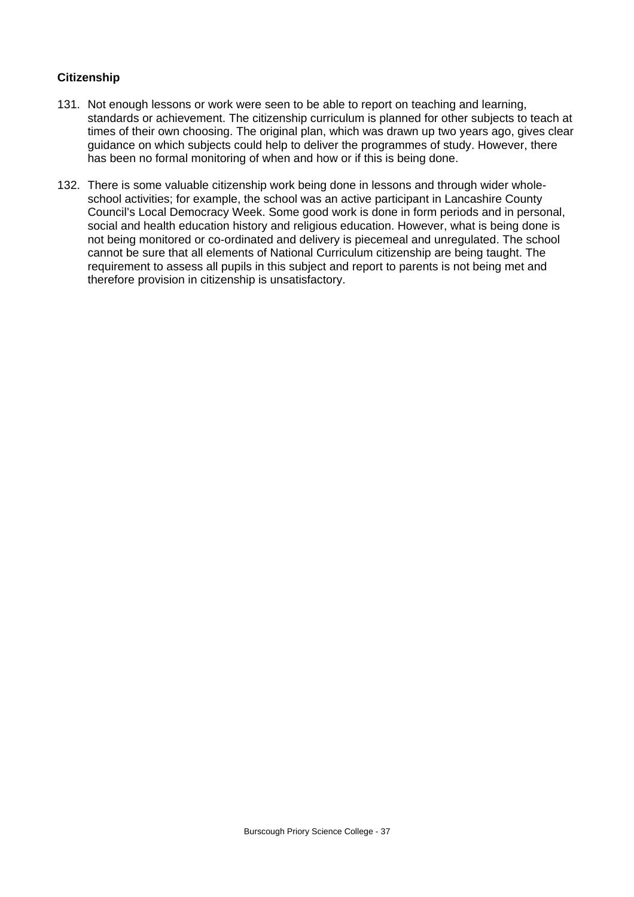### Citizenship

131. Not enough lessons or work were seen to be able to report on teaching and learning, standards or achievement. The citizenship curriculum is planned for other subjects to teach at times of their own choosing. The original plan, which was drawn up two years ago, gives clear guidance on which subjects could help to deliver the programmes of study. However, there has been no formal monitoring of when and how or if this is being done.

132. There is some valuable citizenship work being done in lessons and through wider whole-school activities; for example, the school was an active participant in Lancashire County Council's Local Democracy Week. Some good work is done in form periods and in personal, social and health education history and religious education. However, what is being done is not being monitored or co-ordinated and delivery is piecemeal and unregulated. The school cannot be sure that all elements of National Curriculum citizenship are being taught. The requirement to assess all pupils in this subject and report to parents is not being met and therefore provision in citizenship is unsatisfactory.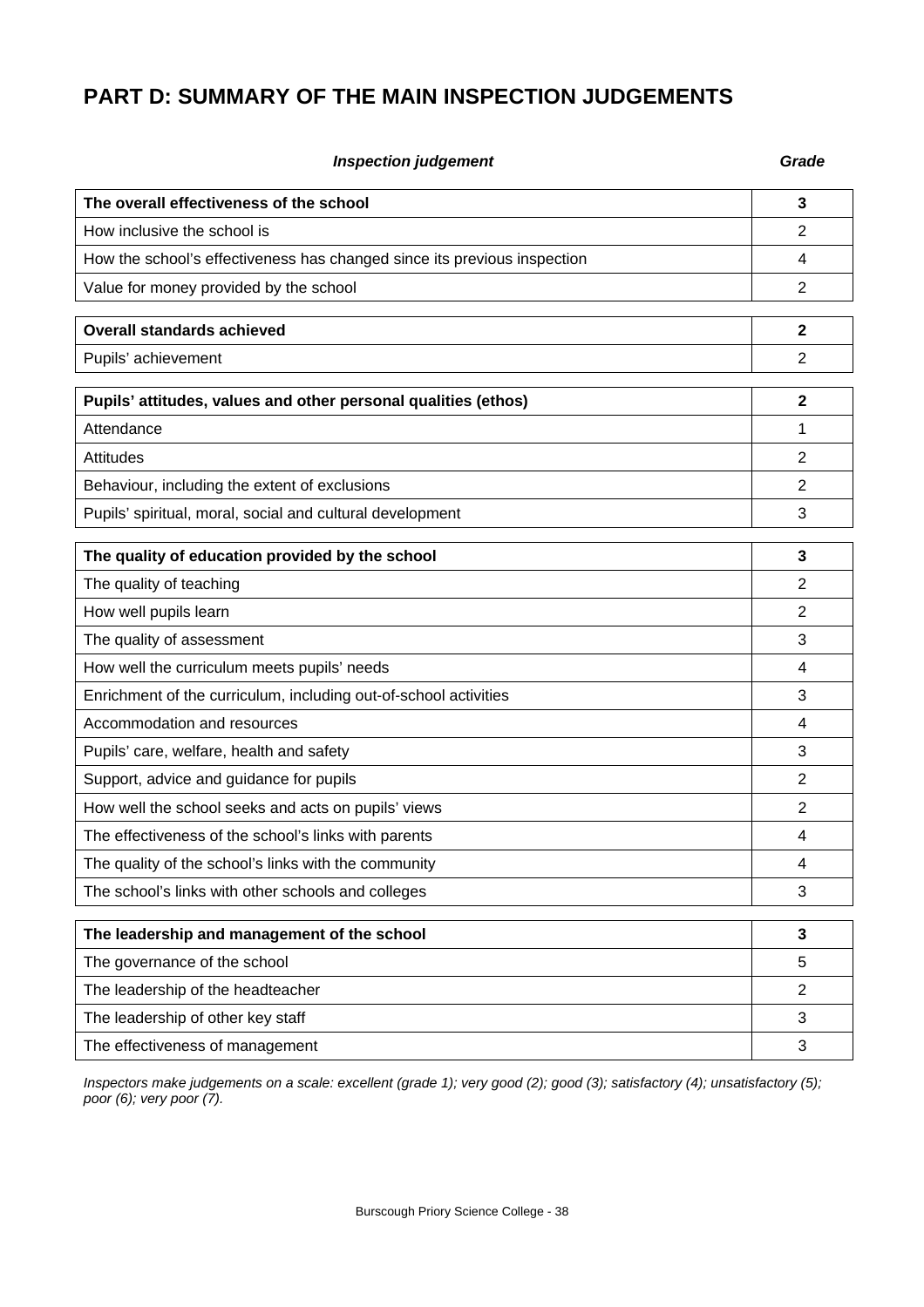# PART D: SUMMARY OF THE MAIN INSPECTION JUDGEMENTS

| *Inspection judgement* | *Grade* |
|---|---|
| **The overall effectiveness of the school** | **3** |
| How inclusive the school is | 2 |
| How the school's effectiveness has changed since its previous inspection | 4 |
| Value for money provided by the school | 2 |
| **Overall standards achieved** | **2** |
| Pupils' achievement | 2 |
| **Pupils' attitudes, values and other personal qualities (ethos)** | **2** |
| Attendance | 1 |
| Attitudes | 2 |
| Behaviour, including the extent of exclusions | 2 |
| Pupils' spiritual, moral, social and cultural development | 3 |
| **The quality of education provided by the school** | **3** |
| The quality of teaching | 2 |
| How well pupils learn | 2 |
| The quality of assessment | 3 |
| How well the curriculum meets pupils' needs | 4 |
| Enrichment of the curriculum, including out-of-school activities | 3 |
| Accommodation and resources | 4 |
| Pupils' care, welfare, health and safety | 3 |
| Support, advice and guidance for pupils | 2 |
| How well the school seeks and acts on pupils' views | 2 |
| The effectiveness of the school's links with parents | 4 |
| The quality of the school's links with the community | 4 |
| The school's links with other schools and colleges | 3 |
| **The leadership and management of the school** | **3** |
| The governance of the school | 5 |
| The leadership of the headteacher | 2 |
| The leadership of other key staff | 3 |
| The effectiveness of management | 3 |

*Inspectors make judgements on a scale: excellent (grade 1); very good (2); good (3); satisfactory (4); unsatisfactory (5); poor (6); very poor (7).*